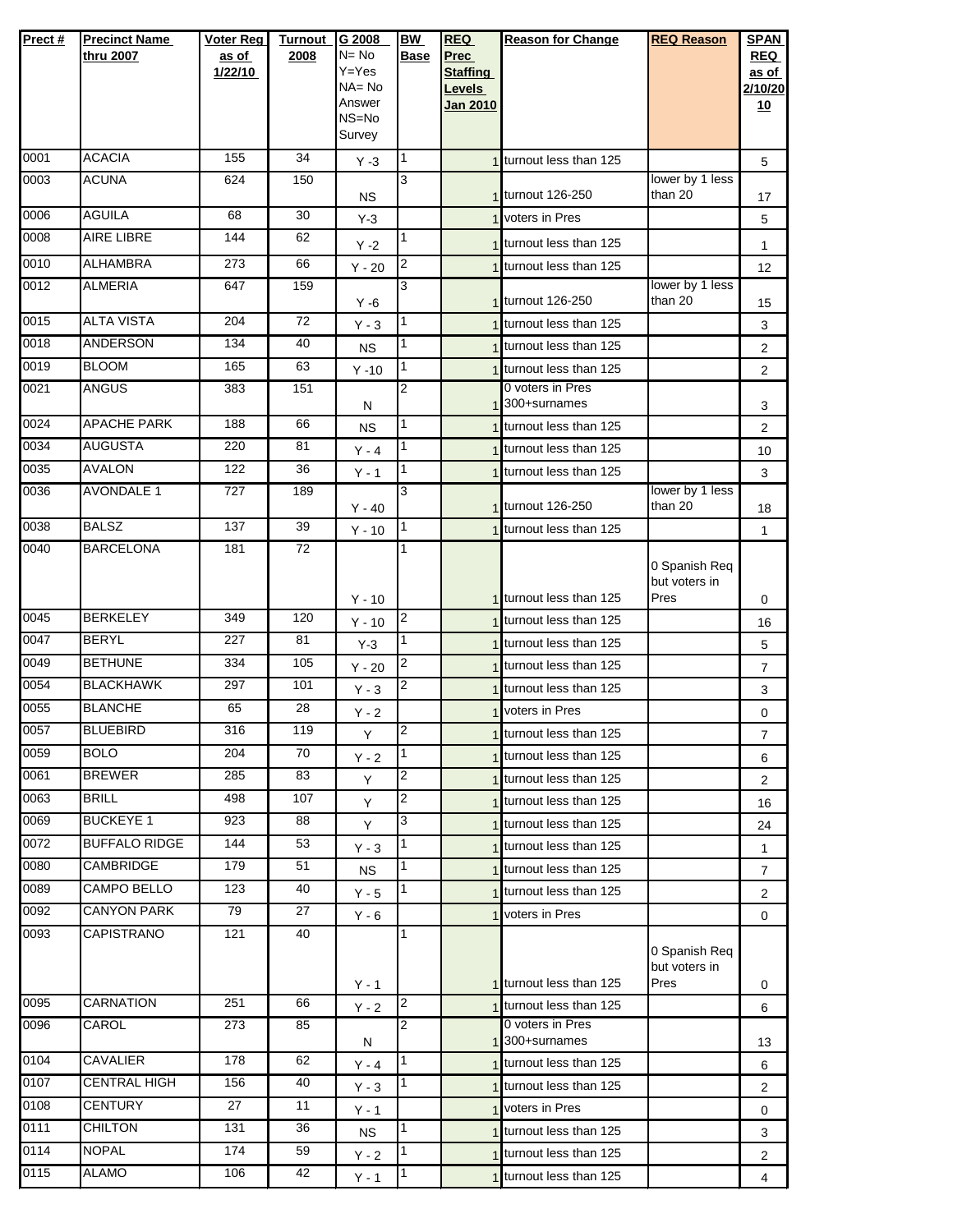| Prect # | Precinct Name thru 2007 | Voter Reg as of 1/22/10 | Turnout 2008 | G 2008 N= No Y=Yes NA= No Answer NS=No Survey | BW Base | REQ Prec Staffing Levels Jan 2010 | Reason for Change | REQ Reason | SPAN REQ as of 2/10/2010 |
|---|---|---|---|---|---|---|---|---|---|
| 0001 | ACACIA | 155 | 34 | Y -3 | 1 | 1 | turnout less than 125 | | 5 |
| 0003 | ACUNA | 624 | 150 | NS | 3 | 1 | turnout 126-250 | lower by 1 less than 20 | 17 |
| 0006 | AGUILA | 68 | 30 | Y-3 | | 1 | voters in Pres | | 5 |
| 0008 | AIRE LIBRE | 144 | 62 | Y -2 | 1 | 1 | turnout less than 125 | | 1 |
| 0010 | ALHAMBRA | 273 | 66 | Y - 20 | 2 | 1 | turnout less than 125 | | 12 |
| 0012 | ALMERIA | 647 | 159 | Y -6 | 3 | 1 | turnout 126-250 | lower by 1 less than 20 | 15 |
| 0015 | ALTA VISTA | 204 | 72 | Y - 3 | 1 | 1 | turnout less than 125 | | 3 |
| 0018 | ANDERSON | 134 | 40 | NS | 1 | 1 | turnout less than 125 | | 2 |
| 0019 | BLOOM | 165 | 63 | Y -10 | 1 | 1 | turnout less than 125 | | 2 |
| 0021 | ANGUS | 383 | 151 | N | 2 | 1 | 0 voters in Pres 300+surnames | | 3 |
| 0024 | APACHE PARK | 188 | 66 | NS | 1 | 1 | turnout less than 125 | | 2 |
| 0034 | AUGUSTA | 220 | 81 | Y - 4 | 1 | 1 | turnout less than 125 | | 10 |
| 0035 | AVALON | 122 | 36 | Y - 1 | 1 | 1 | turnout less than 125 | | 3 |
| 0036 | AVONDALE 1 | 727 | 189 | Y - 40 | 3 | 1 | turnout 126-250 | lower by 1 less than 20 | 18 |
| 0038 | BALSZ | 137 | 39 | Y - 10 | 1 | 1 | turnout less than 125 | | 1 |
| 0040 | BARCELONA | 181 | 72 | Y - 10 | 1 | 1 | turnout less than 125 | 0 Spanish Req but voters in Pres | 0 |
| 0045 | BERKELEY | 349 | 120 | Y - 10 | 2 | 1 | turnout less than 125 | | 16 |
| 0047 | BERYL | 227 | 81 | Y-3 | 1 | 1 | turnout less than 125 | | 5 |
| 0049 | BETHUNE | 334 | 105 | Y - 20 | 2 | 1 | turnout less than 125 | | 7 |
| 0054 | BLACKHAWK | 297 | 101 | Y - 3 | 2 | 1 | turnout less than 125 | | 3 |
| 0055 | BLANCHE | 65 | 28 | Y - 2 | | 1 | voters in Pres | | 0 |
| 0057 | BLUEBIRD | 316 | 119 | Y | 2 | 1 | turnout less than 125 | | 7 |
| 0059 | BOLO | 204 | 70 | Y - 2 | 1 | 1 | turnout less than 125 | | 6 |
| 0061 | BREWER | 285 | 83 | Y | 2 | 1 | turnout less than 125 | | 2 |
| 0063 | BRILL | 498 | 107 | Y | 2 | 1 | turnout less than 125 | | 16 |
| 0069 | BUCKEYE 1 | 923 | 88 | Y | 3 | 1 | turnout less than 125 | | 24 |
| 0072 | BUFFALO RIDGE | 144 | 53 | Y - 3 | 1 | 1 | turnout less than 125 | | 1 |
| 0080 | CAMBRIDGE | 179 | 51 | NS | 1 | 1 | turnout less than 125 | | 7 |
| 0089 | CAMPO BELLO | 123 | 40 | Y - 5 | 1 | 1 | turnout less than 125 | | 2 |
| 0092 | CANYON PARK | 79 | 27 | Y - 6 | | 1 | voters in Pres | | 0 |
| 0093 | CAPISTRANO | 121 | 40 | Y - 1 | 1 | 1 | turnout less than 125 | 0 Spanish Req but voters in Pres | 0 |
| 0095 | CARNATION | 251 | 66 | Y - 2 | 2 | 1 | turnout less than 125 | | 6 |
| 0096 | CAROL | 273 | 85 | N | 2 | 1 | 0 voters in Pres 300+surnames | | 13 |
| 0104 | CAVALIER | 178 | 62 | Y - 4 | 1 | 1 | turnout less than 125 | | 6 |
| 0107 | CENTRAL HIGH | 156 | 40 | Y - 3 | 1 | 1 | turnout less than 125 | | 2 |
| 0108 | CENTURY | 27 | 11 | Y - 1 | | 1 | voters in Pres | | 0 |
| 0111 | CHILTON | 131 | 36 | NS | 1 | 1 | turnout less than 125 | | 3 |
| 0114 | NOPAL | 174 | 59 | Y - 2 | 1 | 1 | turnout less than 125 | | 2 |
| 0115 | ALAMO | 106 | 42 | Y - 1 | 1 | 1 | turnout less than 125 | | 4 |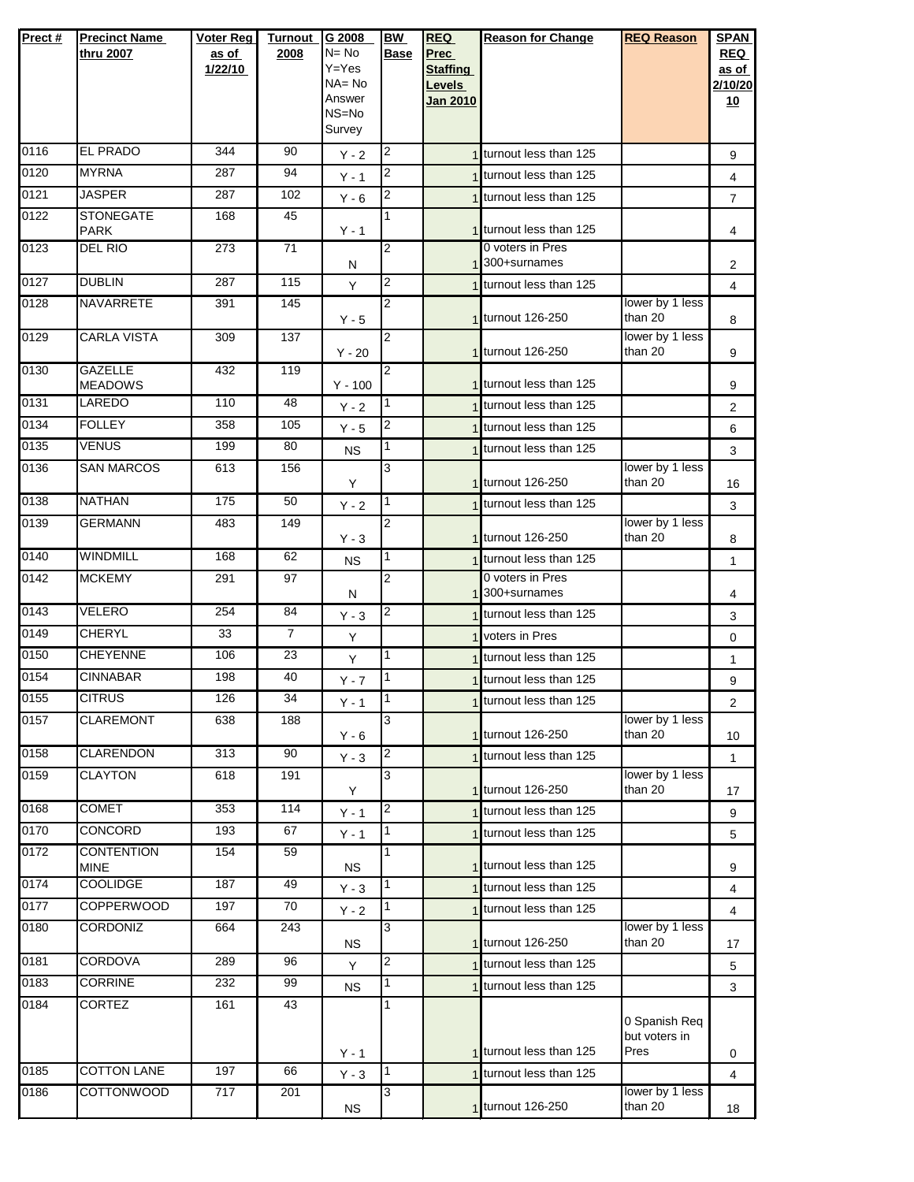| Prect # | Precinct Name thru 2007 | Voter Reg as of 1/22/10 | Turnout 2008 | G 2008 N= No Y=Yes NA= No Answer NS=No Survey | BW Base | REQ Prec Staffing Levels Jan 2010 | Reason for Change | REQ Reason | SPAN REQ as of 2/10/2010 |
|---|---|---|---|---|---|---|---|---|---|
| 0116 | EL PRADO | 344 | 90 | Y - 2 | 2 | 1 | turnout less than 125 | | 9 |
| 0120 | MYRNA | 287 | 94 | Y - 1 | 2 | 1 | turnout less than 125 | | 4 |
| 0121 | JASPER | 287 | 102 | Y - 6 | 2 | 1 | turnout less than 125 | | 7 |
| 0122 | STONEGATE PARK | 168 | 45 | Y - 1 | 1 | 1 | turnout less than 125 | | 4 |
| 0123 | DEL RIO | 273 | 71 | N | 2 | 1 | 0 voters in Pres 300+surnames | | 2 |
| 0127 | DUBLIN | 287 | 115 | Y | 2 | 1 | turnout less than 125 | | 4 |
| 0128 | NAVARRETE | 391 | 145 | Y - 5 | 2 | 1 | turnout 126-250 | lower by 1 less than 20 | 8 |
| 0129 | CARLA VISTA | 309 | 137 | Y - 20 | 2 | 1 | turnout 126-250 | lower by 1 less than 20 | 9 |
| 0130 | GAZELLE MEADOWS | 432 | 119 | Y - 100 | 2 | 1 | turnout less than 125 | | 9 |
| 0131 | LAREDO | 110 | 48 | Y - 2 | 1 | 1 | turnout less than 125 | | 2 |
| 0134 | FOLLEY | 358 | 105 | Y - 5 | 2 | 1 | turnout less than 125 | | 6 |
| 0135 | VENUS | 199 | 80 | NS | 1 | 1 | turnout less than 125 | | 3 |
| 0136 | SAN MARCOS | 613 | 156 | Y | 3 | 1 | turnout 126-250 | lower by 1 less than 20 | 16 |
| 0138 | NATHAN | 175 | 50 | Y - 2 | 1 | 1 | turnout less than 125 | | 3 |
| 0139 | GERMANN | 483 | 149 | Y - 3 | 2 | 1 | turnout 126-250 | lower by 1 less than 20 | 8 |
| 0140 | WINDMILL | 168 | 62 | NS | 1 | 1 | turnout less than 125 | | 1 |
| 0142 | MCKEMY | 291 | 97 | N | 2 | 1 | 0 voters in Pres 300+surnames | | 4 |
| 0143 | VELERO | 254 | 84 | Y - 3 | 2 | 1 | turnout less than 125 | | 3 |
| 0149 | CHERYL | 33 | 7 | Y | | 1 | voters in Pres | | 0 |
| 0150 | CHEYENNE | 106 | 23 | Y | 1 | 1 | turnout less than 125 | | 1 |
| 0154 | CINNABAR | 198 | 40 | Y - 7 | 1 | 1 | turnout less than 125 | | 9 |
| 0155 | CITRUS | 126 | 34 | Y - 1 | 1 | 1 | turnout less than 125 | | 2 |
| 0157 | CLAREMONT | 638 | 188 | Y - 6 | 3 | 1 | turnout 126-250 | lower by 1 less than 20 | 10 |
| 0158 | CLARENDON | 313 | 90 | Y - 3 | 2 | 1 | turnout less than 125 | | 1 |
| 0159 | CLAYTON | 618 | 191 | Y | 3 | 1 | turnout 126-250 | lower by 1 less than 20 | 17 |
| 0168 | COMET | 353 | 114 | Y - 1 | 2 | 1 | turnout less than 125 | | 9 |
| 0170 | CONCORD | 193 | 67 | Y - 1 | 1 | 1 | turnout less than 125 | | 5 |
| 0172 | CONTENTION MINE | 154 | 59 | NS | 1 | 1 | turnout less than 125 | | 9 |
| 0174 | COOLIDGE | 187 | 49 | Y - 3 | 1 | 1 | turnout less than 125 | | 4 |
| 0177 | COPPERWOOD | 197 | 70 | Y - 2 | 1 | 1 | turnout less than 125 | | 4 |
| 0180 | CORDONIZ | 664 | 243 | NS | 3 | 1 | turnout 126-250 | lower by 1 less than 20 | 17 |
| 0181 | CORDOVA | 289 | 96 | Y | 2 | 1 | turnout less than 125 | | 5 |
| 0183 | CORRINE | 232 | 99 | NS | 1 | 1 | turnout less than 125 | | 3 |
| 0184 | CORTEZ | 161 | 43 | Y - 1 | 1 | 1 | turnout less than 125 | 0 Spanish Req but voters in Pres | 0 |
| 0185 | COTTON LANE | 197 | 66 | Y - 3 | 1 | 1 | turnout less than 125 | | 4 |
| 0186 | COTTONWOOD | 717 | 201 | NS | 3 | 1 | turnout 126-250 | lower by 1 less than 20 | 18 |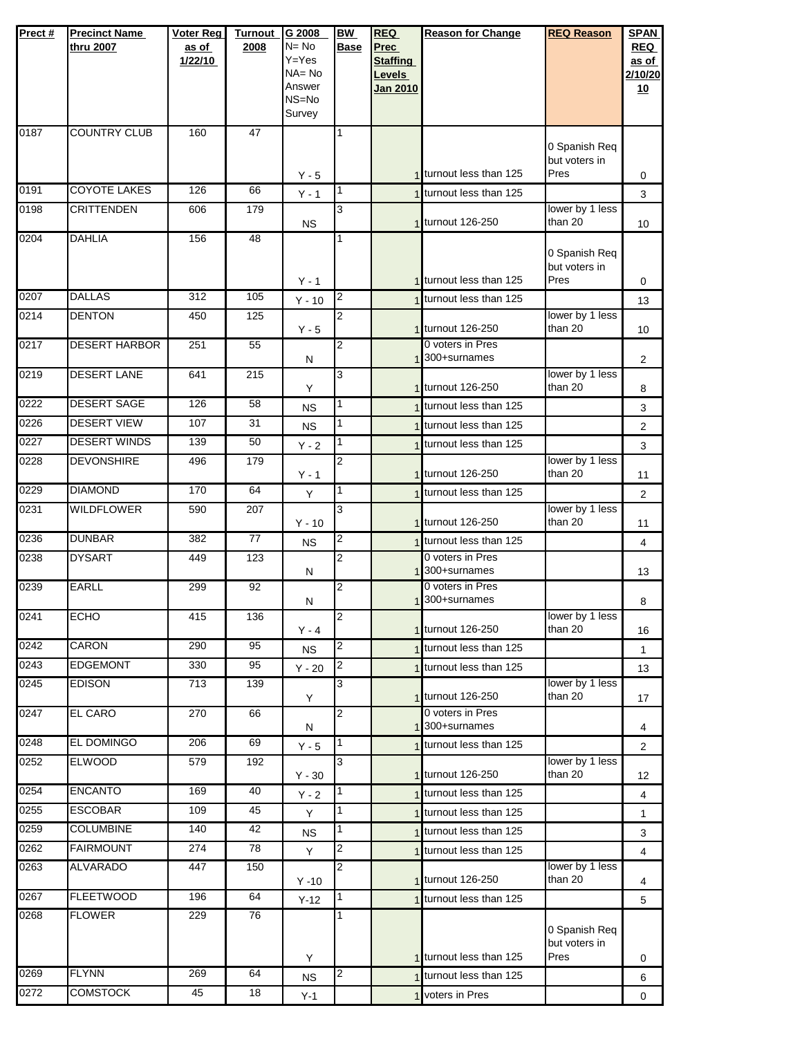| Prect # | Precinct Name thru 2007 | Voter Reg as of 1/22/10 | Turnout 2008 | G 2008 N= No Y=Yes NA= No Answer NS=No Survey | BW Base | REQ Prec Staffing Levels Jan 2010 | Reason for Change | REQ Reason | SPAN REQ as of 2/10/2010 |
|---|---|---|---|---|---|---|---|---|---|
| 0187 | COUNTRY CLUB | 160 | 47 | Y - 5 | 1 | 1 | turnout less than 125 | 0 Spanish Req but voters in Pres | 0 |
| 0191 | COYOTE LAKES | 126 | 66 | Y - 1 | 1 | 1 | turnout less than 125 | | 3 |
| 0198 | CRITTENDEN | 606 | 179 | NS | 3 | 1 | turnout 126-250 | lower by 1 less than 20 | 10 |
| 0204 | DAHLIA | 156 | 48 | Y - 1 | 1 | 1 | turnout less than 125 | 0 Spanish Req but voters in Pres | 0 |
| 0207 | DALLAS | 312 | 105 | Y - 10 | 2 | 1 | turnout less than 125 | | 13 |
| 0214 | DENTON | 450 | 125 | Y - 5 | 2 | 1 | turnout 126-250 | lower by 1 less than 20 | 10 |
| 0217 | DESERT HARBOR | 251 | 55 | N | 2 | 1 | 0 voters in Pres 300+surnames | | 2 |
| 0219 | DESERT LANE | 641 | 215 | Y | 3 | 1 | turnout 126-250 | lower by 1 less than 20 | 8 |
| 0222 | DESERT SAGE | 126 | 58 | NS | 1 | 1 | turnout less than 125 | | 3 |
| 0226 | DESERT VIEW | 107 | 31 | NS | 1 | 1 | turnout less than 125 | | 2 |
| 0227 | DESERT WINDS | 139 | 50 | Y - 2 | 1 | 1 | turnout less than 125 | | 3 |
| 0228 | DEVONSHIRE | 496 | 179 | Y - 1 | 2 | 1 | turnout 126-250 | lower by 1 less than 20 | 11 |
| 0229 | DIAMOND | 170 | 64 | Y | 1 | 1 | turnout less than 125 | | 2 |
| 0231 | WILDFLOWER | 590 | 207 | Y - 10 | 3 | 1 | turnout 126-250 | lower by 1 less than 20 | 11 |
| 0236 | DUNBAR | 382 | 77 | NS | 2 | 1 | turnout less than 125 | | 4 |
| 0238 | DYSART | 449 | 123 | N | 2 | 1 | 0 voters in Pres 300+surnames | | 13 |
| 0239 | EARLL | 299 | 92 | N | 2 | 1 | 0 voters in Pres 300+surnames | | 8 |
| 0241 | ECHO | 415 | 136 | Y - 4 | 2 | 1 | turnout 126-250 | lower by 1 less than 20 | 16 |
| 0242 | CARON | 290 | 95 | NS | 2 | 1 | turnout less than 125 | | 1 |
| 0243 | EDGEMONT | 330 | 95 | Y - 20 | 2 | 1 | turnout less than 125 | | 13 |
| 0245 | EDISON | 713 | 139 | Y | 3 | 1 | turnout 126-250 | lower by 1 less than 20 | 17 |
| 0247 | EL CARO | 270 | 66 | N | 2 | 1 | 0 voters in Pres 300+surnames | | 4 |
| 0248 | EL DOMINGO | 206 | 69 | Y - 5 | 1 | 1 | turnout less than 125 | | 2 |
| 0252 | ELWOOD | 579 | 192 | Y - 30 | 3 | 1 | turnout 126-250 | lower by 1 less than 20 | 12 |
| 0254 | ENCANTO | 169 | 40 | Y - 2 | 1 | 1 | turnout less than 125 | | 4 |
| 0255 | ESCOBAR | 109 | 45 | Y | 1 | 1 | turnout less than 125 | | 1 |
| 0259 | COLUMBINE | 140 | 42 | NS | 1 | 1 | turnout less than 125 | | 3 |
| 0262 | FAIRMOUNT | 274 | 78 | Y | 2 | 1 | turnout less than 125 | | 4 |
| 0263 | ALVARADO | 447 | 150 | Y -10 | 2 | 1 | turnout 126-250 | lower by 1 less than 20 | 4 |
| 0267 | FLEETWOOD | 196 | 64 | Y-12 | 1 | 1 | turnout less than 125 | | 5 |
| 0268 | FLOWER | 229 | 76 | Y | 1 | 1 | turnout less than 125 | 0 Spanish Req but voters in Pres | 0 |
| 0269 | FLYNN | 269 | 64 | NS | 2 | 1 | turnout less than 125 | | 6 |
| 0272 | COMSTOCK | 45 | 18 | Y-1 | | 1 | voters in Pres | | 0 |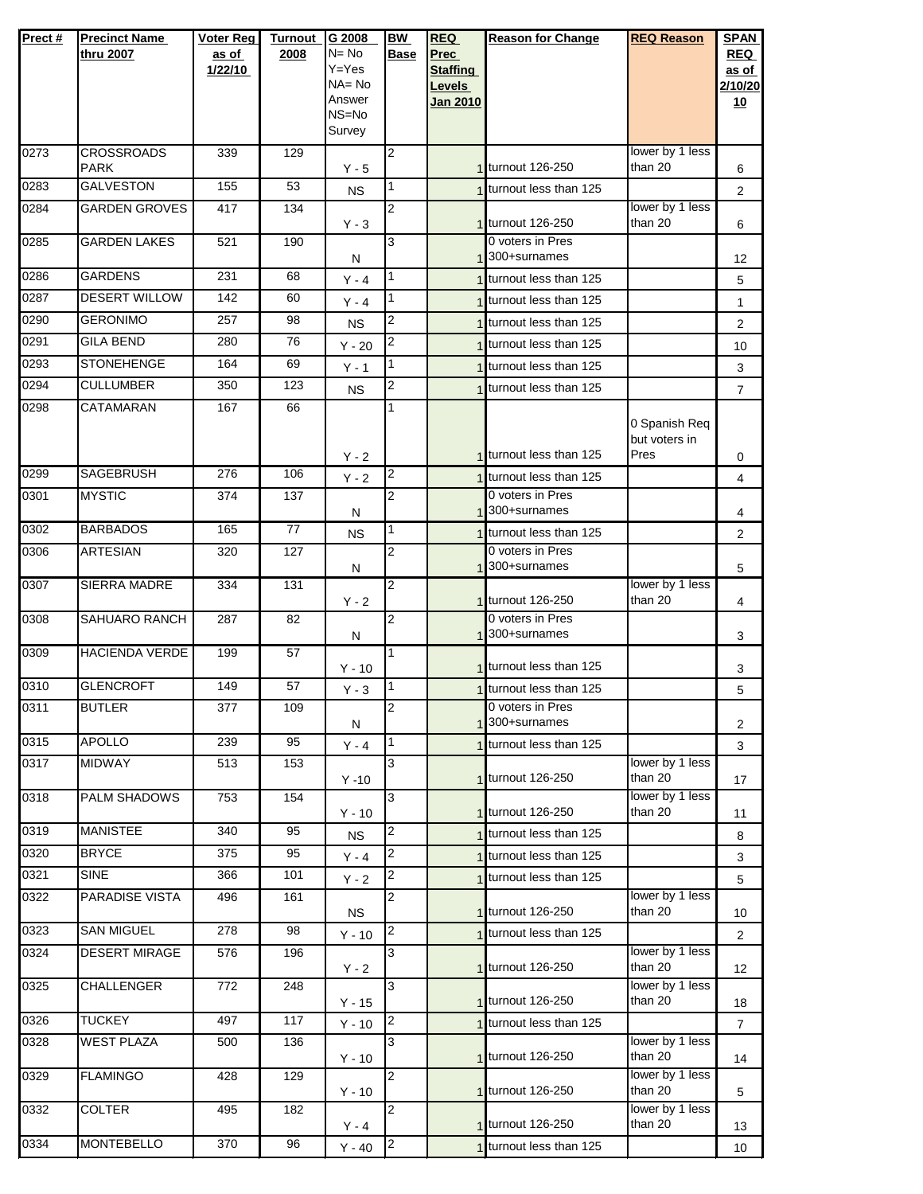| Prect # | Precinct Name thru 2007 | Voter Reg as of 1/22/10 | Turnout 2008 | G 2008 N= No Y=Yes NA= No Answer NS=No Survey | BW Base | REQ Prec Staffing Levels Jan 2010 | Reason for Change | REQ Reason | SPAN REQ as of 2/10/2010 |
|---|---|---|---|---|---|---|---|---|---|
| 0273 | CROSSROADS PARK | 339 | 129 | Y - 5 | 2 | 1 | turnout 126-250 | lower by 1 less than 20 | 6 |
| 0283 | GALVESTON | 155 | 53 | NS | 1 | 1 | turnout less than 125 | | 2 |
| 0284 | GARDEN GROVES | 417 | 134 | Y - 3 | 2 | 1 | turnout 126-250 | lower by 1 less than 20 | 6 |
| 0285 | GARDEN LAKES | 521 | 190 | N | 3 | 1 | 0 voters in Pres 300+surnames | | 12 |
| 0286 | GARDENS | 231 | 68 | Y - 4 | 1 | 1 | turnout less than 125 | | 5 |
| 0287 | DESERT WILLOW | 142 | 60 | Y - 4 | 1 | 1 | turnout less than 125 | | 1 |
| 0290 | GERONIMO | 257 | 98 | NS | 2 | 1 | turnout less than 125 | | 2 |
| 0291 | GILA BEND | 280 | 76 | Y - 20 | 2 | 1 | turnout less than 125 | | 10 |
| 0293 | STONEHENGE | 164 | 69 | Y - 1 | 1 | 1 | turnout less than 125 | | 3 |
| 0294 | CULLUMBER | 350 | 123 | NS | 2 | 1 | turnout less than 125 | | 7 |
| 0298 | CATAMARAN | 167 | 66 | Y - 2 | 1 | 1 | turnout less than 125 | 0 Spanish Req but voters in Pres | 0 |
| 0299 | SAGEBRUSH | 276 | 106 | Y - 2 | 2 | 1 | turnout less than 125 | | 4 |
| 0301 | MYSTIC | 374 | 137 | N | 2 | 1 | 0 voters in Pres 300+surnames | | 4 |
| 0302 | BARBADOS | 165 | 77 | NS | 1 | 1 | turnout less than 125 | | 2 |
| 0306 | ARTESIAN | 320 | 127 | N | 2 | 1 | 0 voters in Pres 300+surnames | | 5 |
| 0307 | SIERRA MADRE | 334 | 131 | Y - 2 | 2 | 1 | turnout 126-250 | lower by 1 less than 20 | 4 |
| 0308 | SAHUARO RANCH | 287 | 82 | N | 2 | 1 | 0 voters in Pres 300+surnames | | 3 |
| 0309 | HACIENDA VERDE | 199 | 57 | Y - 10 | 1 | 1 | turnout less than 125 | | 3 |
| 0310 | GLENCROFT | 149 | 57 | Y - 3 | 1 | 1 | turnout less than 125 | | 5 |
| 0311 | BUTLER | 377 | 109 | N | 2 | 1 | 0 voters in Pres 300+surnames | | 2 |
| 0315 | APOLLO | 239 | 95 | Y - 4 | 1 | 1 | turnout less than 125 | | 3 |
| 0317 | MIDWAY | 513 | 153 | Y -10 | 3 | 1 | turnout 126-250 | lower by 1 less than 20 | 17 |
| 0318 | PALM SHADOWS | 753 | 154 | Y - 10 | 3 | 1 | turnout 126-250 | lower by 1 less than 20 | 11 |
| 0319 | MANISTEE | 340 | 95 | NS | 2 | 1 | turnout less than 125 | | 8 |
| 0320 | BRYCE | 375 | 95 | Y - 4 | 2 | 1 | turnout less than 125 | | 3 |
| 0321 | SINE | 366 | 101 | Y - 2 | 2 | 1 | turnout less than 125 | | 5 |
| 0322 | PARADISE VISTA | 496 | 161 | NS | 2 | 1 | turnout 126-250 | lower by 1 less than 20 | 10 |
| 0323 | SAN MIGUEL | 278 | 98 | Y - 10 | 2 | 1 | turnout less than 125 | | 2 |
| 0324 | DESERT MIRAGE | 576 | 196 | Y - 2 | 3 | 1 | turnout 126-250 | lower by 1 less than 20 | 12 |
| 0325 | CHALLENGER | 772 | 248 | Y - 15 | 3 | 1 | turnout 126-250 | lower by 1 less than 20 | 18 |
| 0326 | TUCKEY | 497 | 117 | Y - 10 | 2 | 1 | turnout less than 125 | | 7 |
| 0328 | WEST PLAZA | 500 | 136 | Y - 10 | 3 | 1 | turnout 126-250 | lower by 1 less than 20 | 14 |
| 0329 | FLAMINGO | 428 | 129 | Y - 10 | 2 | 1 | turnout 126-250 | lower by 1 less than 20 | 5 |
| 0332 | COLTER | 495 | 182 | Y - 4 | 2 | 1 | turnout 126-250 | lower by 1 less than 20 | 13 |
| 0334 | MONTEBELLO | 370 | 96 | Y - 40 | 2 | 1 | turnout less than 125 | | 10 |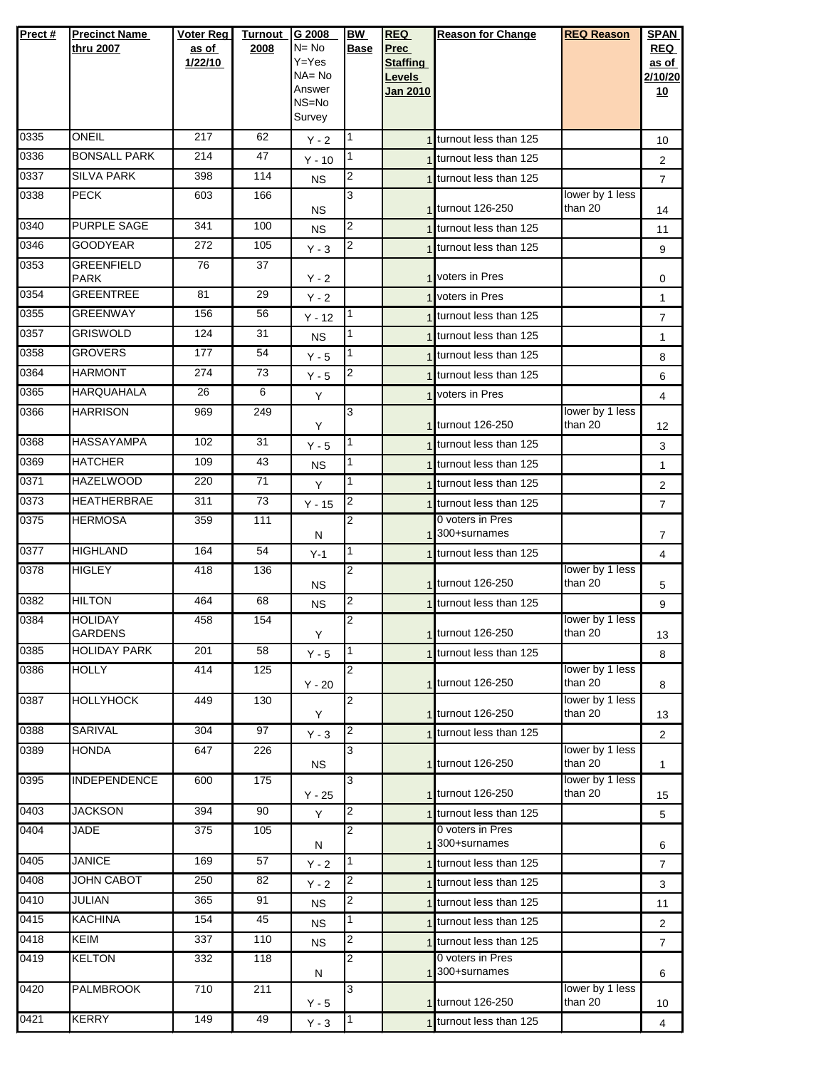| Prect # | Precinct Name thru 2007 | Voter Reg as of 1/22/10 | Turnout 2008 | G 2008 N= No Y=Yes NA= No Answer NS=No Survey | BW Base | REQ Prec Staffing Levels Jan 2010 | Reason for Change | REQ Reason | SPAN REQ as of 2/10/2010 |
|---|---|---|---|---|---|---|---|---|---|
| 0335 | ONEIL | 217 | 62 | Y - 2 | 1 | 1 | turnout less than 125 | | 10 |
| 0336 | BONSALL PARK | 214 | 47 | Y - 10 | 1 | 1 | turnout less than 125 | | 2 |
| 0337 | SILVA PARK | 398 | 114 | NS | 2 | 1 | turnout less than 125 | | 7 |
| 0338 | PECK | 603 | 166 | NS | 3 | 1 | turnout 126-250 | lower by 1 less than 20 | 14 |
| 0340 | PURPLE SAGE | 341 | 100 | NS | 2 | 1 | turnout less than 125 | | 11 |
| 0346 | GOODYEAR | 272 | 105 | Y - 3 | 2 | 1 | turnout less than 125 | | 9 |
| 0353 | GREENFIELD PARK | 76 | 37 | Y - 2 | | 1 | voters in Pres | | 0 |
| 0354 | GREENTREE | 81 | 29 | Y - 2 | | 1 | voters in Pres | | 1 |
| 0355 | GREENWAY | 156 | 56 | Y - 12 | 1 | 1 | turnout less than 125 | | 7 |
| 0357 | GRISWOLD | 124 | 31 | NS | 1 | 1 | turnout less than 125 | | 1 |
| 0358 | GROVERS | 177 | 54 | Y - 5 | 1 | 1 | turnout less than 125 | | 8 |
| 0364 | HARMONT | 274 | 73 | Y - 5 | 2 | 1 | turnout less than 125 | | 6 |
| 0365 | HARQUAHALA | 26 | 6 | Y | | 1 | voters in Pres | | 4 |
| 0366 | HARRISON | 969 | 249 | Y | 3 | 1 | turnout 126-250 | lower by 1 less than 20 | 12 |
| 0368 | HASSAYAMPA | 102 | 31 | Y - 5 | 1 | 1 | turnout less than 125 | | 3 |
| 0369 | HATCHER | 109 | 43 | NS | 1 | 1 | turnout less than 125 | | 1 |
| 0371 | HAZELWOOD | 220 | 71 | Y | 1 | 1 | turnout less than 125 | | 2 |
| 0373 | HEATHERBRAE | 311 | 73 | Y - 15 | 2 | 1 | turnout less than 125 | | 7 |
| 0375 | HERMOSA | 359 | 111 | N | 2 | 1 | 0 voters in Pres 300+surnames | | 7 |
| 0377 | HIGHLAND | 164 | 54 | Y-1 | 1 | 1 | turnout less than 125 | | 4 |
| 0378 | HIGLEY | 418 | 136 | NS | 2 | 1 | turnout 126-250 | lower by 1 less than 20 | 5 |
| 0382 | HILTON | 464 | 68 | NS | 2 | 1 | turnout less than 125 | | 9 |
| 0384 | HOLIDAY GARDENS | 458 | 154 | Y | 2 | 1 | turnout 126-250 | lower by 1 less than 20 | 13 |
| 0385 | HOLIDAY PARK | 201 | 58 | Y - 5 | 1 | 1 | turnout less than 125 | | 8 |
| 0386 | HOLLY | 414 | 125 | Y - 20 | 2 | 1 | turnout 126-250 | lower by 1 less than 20 | 8 |
| 0387 | HOLLYHOCK | 449 | 130 | Y | 2 | 1 | turnout 126-250 | lower by 1 less than 20 | 13 |
| 0388 | SARIVAL | 304 | 97 | Y - 3 | 2 | 1 | turnout less than 125 | | 2 |
| 0389 | HONDA | 647 | 226 | NS | 3 | 1 | turnout 126-250 | lower by 1 less than 20 | 1 |
| 0395 | INDEPENDENCE | 600 | 175 | Y - 25 | 3 | 1 | turnout 126-250 | lower by 1 less than 20 | 15 |
| 0403 | JACKSON | 394 | 90 | Y | 2 | 1 | turnout less than 125 | | 5 |
| 0404 | JADE | 375 | 105 | N | 2 | 1 | 0 voters in Pres 300+surnames | | 6 |
| 0405 | JANICE | 169 | 57 | Y - 2 | 1 | 1 | turnout less than 125 | | 7 |
| 0408 | JOHN CABOT | 250 | 82 | Y - 2 | 2 | 1 | turnout less than 125 | | 3 |
| 0410 | JULIAN | 365 | 91 | NS | 2 | 1 | turnout less than 125 | | 11 |
| 0415 | KACHINA | 154 | 45 | NS | 1 | 1 | turnout less than 125 | | 2 |
| 0418 | KEIM | 337 | 110 | NS | 2 | 1 | turnout less than 125 | | 7 |
| 0419 | KELTON | 332 | 118 | N | 2 | 1 | 0 voters in Pres 300+surnames | | 6 |
| 0420 | PALMBROOK | 710 | 211 | Y - 5 | 3 | 1 | turnout 126-250 | lower by 1 less than 20 | 10 |
| 0421 | KERRY | 149 | 49 | Y - 3 | 1 | 1 | turnout less than 125 | | 4 |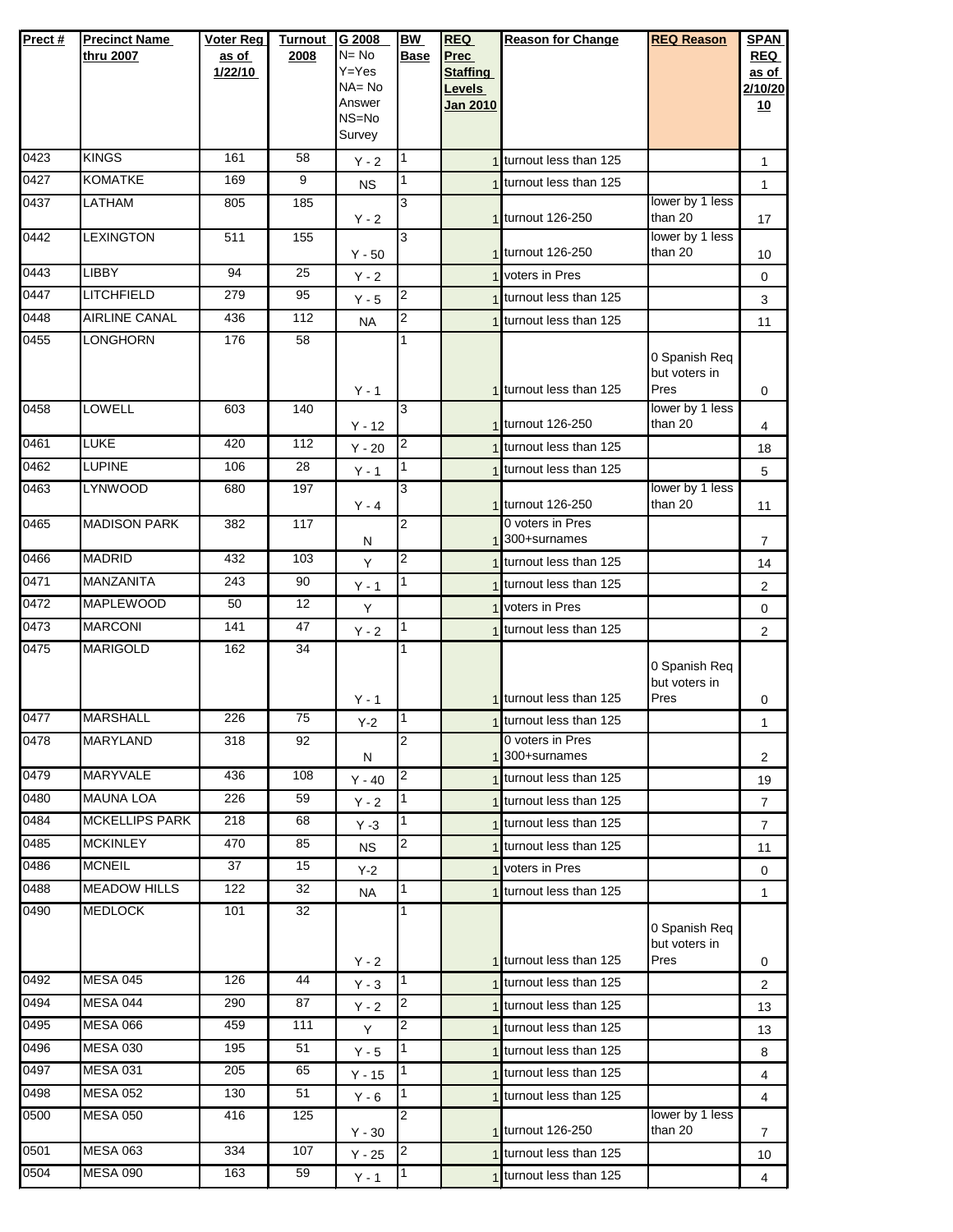| Prect # | Precinct Name thru 2007 | Voter Reg as of 1/22/10 | Turnout 2008 | G 2008 N= No Y=Yes NA= No Answer NS=No Survey | BW Base | REQ Prec Staffing Levels Jan 2010 | Reason for Change | REQ Reason | SPAN REQ as of 2/10/2010 |
|---|---|---|---|---|---|---|---|---|---|
| 0423 | KINGS | 161 | 58 | Y - 2 | 1 | 1 | turnout less than 125 | | 1 |
| 0427 | KOMATKE | 169 | 9 | NS | 1 | 1 | turnout less than 125 | | 1 |
| 0437 | LATHAM | 805 | 185 | Y - 2 | 3 | 1 | turnout 126-250 | lower by 1 less than 20 | 17 |
| 0442 | LEXINGTON | 511 | 155 | Y - 50 | 3 | 1 | turnout 126-250 | lower by 1 less than 20 | 10 |
| 0443 | LIBBY | 94 | 25 | Y - 2 | | 1 | voters in Pres | | 0 |
| 0447 | LITCHFIELD | 279 | 95 | Y - 5 | 2 | 1 | turnout less than 125 | | 3 |
| 0448 | AIRLINE CANAL | 436 | 112 | NA | 2 | 1 | turnout less than 125 | | 11 |
| 0455 | LONGHORN | 176 | 58 | Y - 1 | 1 | 1 | turnout less than 125 | 0 Spanish Req but voters in Pres | 0 |
| 0458 | LOWELL | 603 | 140 | Y - 12 | 3 | 1 | turnout 126-250 | lower by 1 less than 20 | 4 |
| 0461 | LUKE | 420 | 112 | Y - 20 | 2 | 1 | turnout less than 125 | | 18 |
| 0462 | LUPINE | 106 | 28 | Y - 1 | 1 | 1 | turnout less than 125 | | 5 |
| 0463 | LYNWOOD | 680 | 197 | Y - 4 | 3 | 1 | turnout 126-250 | lower by 1 less than 20 | 11 |
| 0465 | MADISON PARK | 382 | 117 | N | 2 | 1 | 0 voters in Pres 300+surnames | | 7 |
| 0466 | MADRID | 432 | 103 | Y | 2 | 1 | turnout less than 125 | | 14 |
| 0471 | MANZANITA | 243 | 90 | Y - 1 | 1 | 1 | turnout less than 125 | | 2 |
| 0472 | MAPLEWOOD | 50 | 12 | Y | | 1 | voters in Pres | | 0 |
| 0473 | MARCONI | 141 | 47 | Y - 2 | 1 | 1 | turnout less than 125 | | 2 |
| 0475 | MARIGOLD | 162 | 34 | Y - 1 | 1 | 1 | turnout less than 125 | 0 Spanish Req but voters in Pres | 0 |
| 0477 | MARSHALL | 226 | 75 | Y-2 | 1 | 1 | turnout less than 125 | | 1 |
| 0478 | MARYLAND | 318 | 92 | N | 2 | 1 | 0 voters in Pres 300+surnames | | 2 |
| 0479 | MARYVALE | 436 | 108 | Y - 40 | 2 | 1 | turnout less than 125 | | 19 |
| 0480 | MAUNA LOA | 226 | 59 | Y - 2 | 1 | 1 | turnout less than 125 | | 7 |
| 0484 | MCKELLIPS PARK | 218 | 68 | Y -3 | 1 | 1 | turnout less than 125 | | 7 |
| 0485 | MCKINLEY | 470 | 85 | NS | 2 | 1 | turnout less than 125 | | 11 |
| 0486 | MCNEIL | 37 | 15 | Y-2 | | 1 | voters in Pres | | 0 |
| 0488 | MEADOW HILLS | 122 | 32 | NA | 1 | 1 | turnout less than 125 | | 1 |
| 0490 | MEDLOCK | 101 | 32 | Y - 2 | 1 | 1 | turnout less than 125 | 0 Spanish Req but voters in Pres | 0 |
| 0492 | MESA 045 | 126 | 44 | Y - 3 | 1 | 1 | turnout less than 125 | | 2 |
| 0494 | MESA 044 | 290 | 87 | Y - 2 | 2 | 1 | turnout less than 125 | | 13 |
| 0495 | MESA 066 | 459 | 111 | Y | 2 | 1 | turnout less than 125 | | 13 |
| 0496 | MESA 030 | 195 | 51 | Y - 5 | 1 | 1 | turnout less than 125 | | 8 |
| 0497 | MESA 031 | 205 | 65 | Y - 15 | 1 | 1 | turnout less than 125 | | 4 |
| 0498 | MESA 052 | 130 | 51 | Y - 6 | 1 | 1 | turnout less than 125 | | 4 |
| 0500 | MESA 050 | 416 | 125 | Y - 30 | 2 | 1 | turnout 126-250 | lower by 1 less than 20 | 7 |
| 0501 | MESA 063 | 334 | 107 | Y - 25 | 2 | 1 | turnout less than 125 | | 10 |
| 0504 | MESA 090 | 163 | 59 | Y - 1 | 1 | 1 | turnout less than 125 | | 4 |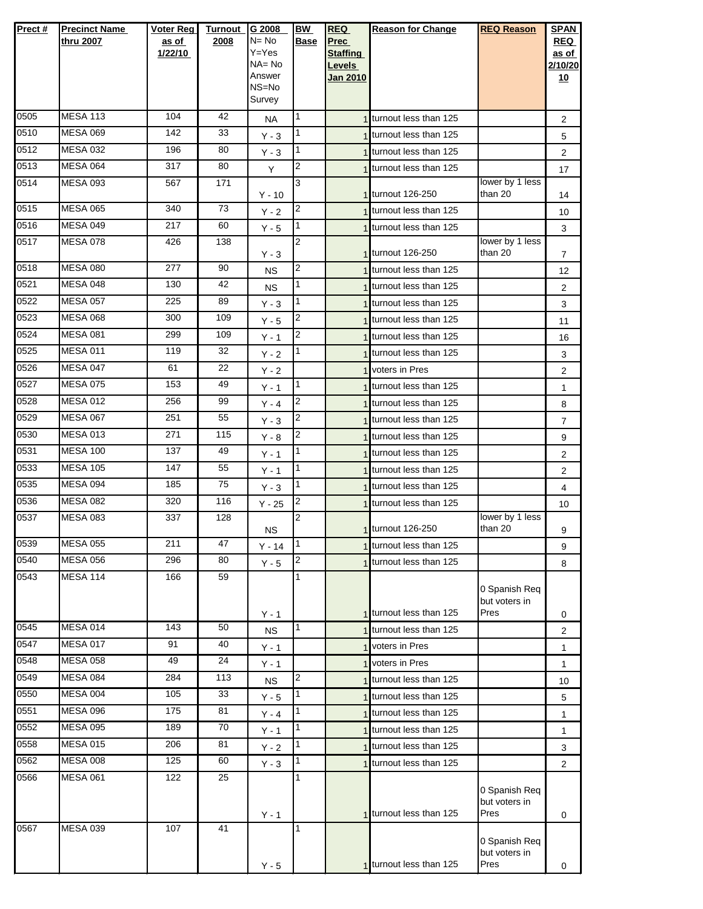| Prect # | Precinct Name thru 2007 | Voter Reg as of 1/22/10 | Turnout 2008 | G 2008 N= No Y=Yes NA= No Answer NS=No Survey | BW Base | REQ Prec Staffing Levels Jan 2010 | Reason for Change | REQ Reason | SPAN REQ as of 2/10/2010 |
|---|---|---|---|---|---|---|---|---|---|
| 0505 | MESA 113 | 104 | 42 | NA | 1 | 1 | turnout less than 125 | | 2 |
| 0510 | MESA 069 | 142 | 33 | Y - 3 | 1 | 1 | turnout less than 125 | | 5 |
| 0512 | MESA 032 | 196 | 80 | Y - 3 | 1 | 1 | turnout less than 125 | | 2 |
| 0513 | MESA 064 | 317 | 80 | Y | 2 | 1 | turnout less than 125 | | 17 |
| 0514 | MESA 093 | 567 | 171 | Y - 10 | 3 | 1 | turnout 126-250 | lower by 1 less than 20 | 14 |
| 0515 | MESA 065 | 340 | 73 | Y - 2 | 2 | 1 | turnout less than 125 | | 10 |
| 0516 | MESA 049 | 217 | 60 | Y - 5 | 1 | 1 | turnout less than 125 | | 3 |
| 0517 | MESA 078 | 426 | 138 | Y - 3 | 2 | 1 | turnout 126-250 | lower by 1 less than 20 | 7 |
| 0518 | MESA 080 | 277 | 90 | NS | 2 | 1 | turnout less than 125 | | 12 |
| 0521 | MESA 048 | 130 | 42 | NS | 1 | 1 | turnout less than 125 | | 2 |
| 0522 | MESA 057 | 225 | 89 | Y - 3 | 1 | 1 | turnout less than 125 | | 3 |
| 0523 | MESA 068 | 300 | 109 | Y - 5 | 2 | 1 | turnout less than 125 | | 11 |
| 0524 | MESA 081 | 299 | 109 | Y - 1 | 2 | 1 | turnout less than 125 | | 16 |
| 0525 | MESA 011 | 119 | 32 | Y - 2 | 1 | 1 | turnout less than 125 | | 3 |
| 0526 | MESA 047 | 61 | 22 | Y - 2 | | 1 | voters in Pres | | 2 |
| 0527 | MESA 075 | 153 | 49 | Y - 1 | 1 | 1 | turnout less than 125 | | 1 |
| 0528 | MESA 012 | 256 | 99 | Y - 4 | 2 | 1 | turnout less than 125 | | 8 |
| 0529 | MESA 067 | 251 | 55 | Y - 3 | 2 | 1 | turnout less than 125 | | 7 |
| 0530 | MESA 013 | 271 | 115 | Y - 8 | 2 | 1 | turnout less than 125 | | 9 |
| 0531 | MESA 100 | 137 | 49 | Y - 1 | 1 | 1 | turnout less than 125 | | 2 |
| 0533 | MESA 105 | 147 | 55 | Y - 1 | 1 | 1 | turnout less than 125 | | 2 |
| 0535 | MESA 094 | 185 | 75 | Y - 3 | 1 | 1 | turnout less than 125 | | 4 |
| 0536 | MESA 082 | 320 | 116 | Y - 25 | 2 | 1 | turnout less than 125 | | 10 |
| 0537 | MESA 083 | 337 | 128 | NS | 2 | 1 | turnout 126-250 | lower by 1 less than 20 | 9 |
| 0539 | MESA 055 | 211 | 47 | Y - 14 | 1 | 1 | turnout less than 125 | | 9 |
| 0540 | MESA 056 | 296 | 80 | Y - 5 | 2 | 1 | turnout less than 125 | | 8 |
| 0543 | MESA 114 | 166 | 59 | Y - 1 | 1 | 1 | turnout less than 125 | 0 Spanish Req but voters in Pres | 0 |
| 0545 | MESA 014 | 143 | 50 | NS | 1 | 1 | turnout less than 125 | | 2 |
| 0547 | MESA 017 | 91 | 40 | Y - 1 | | 1 | voters in Pres | | 1 |
| 0548 | MESA 058 | 49 | 24 | Y - 1 | | 1 | voters in Pres | | 1 |
| 0549 | MESA 084 | 284 | 113 | NS | 2 | 1 | turnout less than 125 | | 10 |
| 0550 | MESA 004 | 105 | 33 | Y - 5 | 1 | 1 | turnout less than 125 | | 5 |
| 0551 | MESA 096 | 175 | 81 | Y - 4 | 1 | 1 | turnout less than 125 | | 1 |
| 0552 | MESA 095 | 189 | 70 | Y - 1 | 1 | 1 | turnout less than 125 | | 1 |
| 0558 | MESA 015 | 206 | 81 | Y - 2 | 1 | 1 | turnout less than 125 | | 3 |
| 0562 | MESA 008 | 125 | 60 | Y - 3 | 1 | 1 | turnout less than 125 | | 2 |
| 0566 | MESA 061 | 122 | 25 | Y - 1 | 1 | 1 | turnout less than 125 | 0 Spanish Req but voters in Pres | 0 |
| 0567 | MESA 039 | 107 | 41 | Y - 5 | 1 | 1 | turnout less than 125 | 0 Spanish Req but voters in Pres | 0 |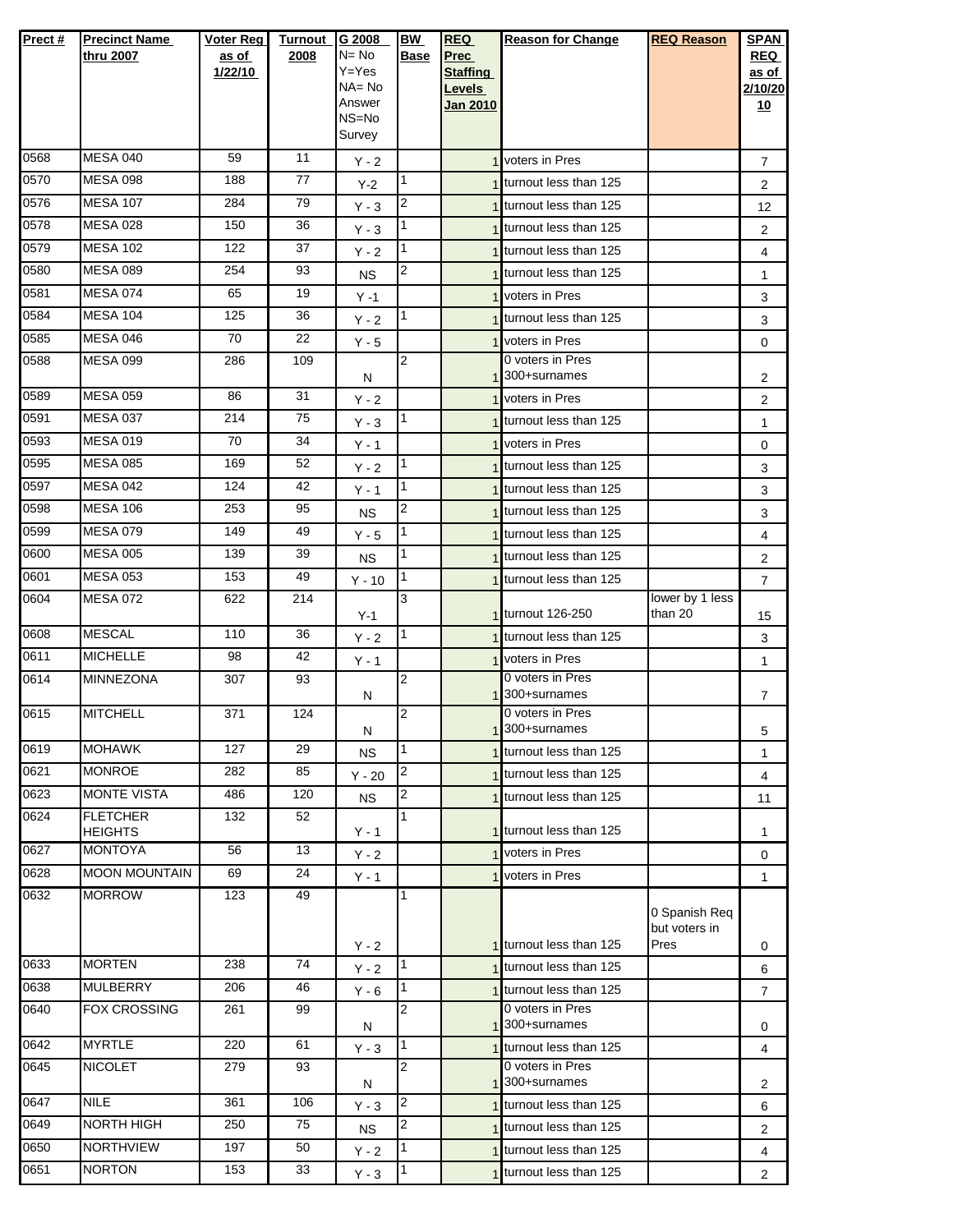| Prect # | Precinct Name thru 2007 | Voter Reg as of 1/22/10 | Turnout 2008 | G 2008 N= No Y=Yes NA= No Answer NS=No Survey | BW Base | REQ Prec Staffing Levels Jan 2010 | Reason for Change | REQ Reason | SPAN REQ as of 2/10/2010 |
|---|---|---|---|---|---|---|---|---|---|
| 0568 | MESA 040 | 59 | 11 | Y - 2 | | 1 | voters in Pres | | 7 |
| 0570 | MESA 098 | 188 | 77 | Y-2 | 1 | 1 | turnout less than 125 | | 2 |
| 0576 | MESA 107 | 284 | 79 | Y - 3 | 2 | 1 | turnout less than 125 | | 12 |
| 0578 | MESA 028 | 150 | 36 | Y - 3 | 1 | 1 | turnout less than 125 | | 2 |
| 0579 | MESA 102 | 122 | 37 | Y - 2 | 1 | 1 | turnout less than 125 | | 4 |
| 0580 | MESA 089 | 254 | 93 | NS | 2 | 1 | turnout less than 125 | | 1 |
| 0581 | MESA 074 | 65 | 19 | Y -1 | | 1 | voters in Pres | | 3 |
| 0584 | MESA 104 | 125 | 36 | Y - 2 | 1 | 1 | turnout less than 125 | | 3 |
| 0585 | MESA 046 | 70 | 22 | Y - 5 | | 1 | voters in Pres | | 0 |
| 0588 | MESA 099 | 286 | 109 | N | 2 | 1 | 0 voters in Pres 300+surnames | | 2 |
| 0589 | MESA 059 | 86 | 31 | Y - 2 | | 1 | voters in Pres | | 2 |
| 0591 | MESA 037 | 214 | 75 | Y - 3 | 1 | 1 | turnout less than 125 | | 1 |
| 0593 | MESA 019 | 70 | 34 | Y - 1 | | 1 | voters in Pres | | 0 |
| 0595 | MESA 085 | 169 | 52 | Y - 2 | 1 | 1 | turnout less than 125 | | 3 |
| 0597 | MESA 042 | 124 | 42 | Y - 1 | 1 | 1 | turnout less than 125 | | 3 |
| 0598 | MESA 106 | 253 | 95 | NS | 2 | 1 | turnout less than 125 | | 3 |
| 0599 | MESA 079 | 149 | 49 | Y - 5 | 1 | 1 | turnout less than 125 | | 4 |
| 0600 | MESA 005 | 139 | 39 | NS | 1 | 1 | turnout less than 125 | | 2 |
| 0601 | MESA 053 | 153 | 49 | Y - 10 | 1 | 1 | turnout less than 125 | | 7 |
| 0604 | MESA 072 | 622 | 214 | Y-1 | 3 | 1 | turnout 126-250 | lower by 1 less than 20 | 15 |
| 0608 | MESCAL | 110 | 36 | Y - 2 | 1 | 1 | turnout less than 125 | | 3 |
| 0611 | MICHELLE | 98 | 42 | Y - 1 | | 1 | voters in Pres | | 1 |
| 0614 | MINNEZONA | 307 | 93 | N | 2 | 1 | 0 voters in Pres 300+surnames | | 7 |
| 0615 | MITCHELL | 371 | 124 | N | 2 | 1 | 0 voters in Pres 300+surnames | | 5 |
| 0619 | MOHAWK | 127 | 29 | NS | 1 | 1 | turnout less than 125 | | 1 |
| 0621 | MONROE | 282 | 85 | Y - 20 | 2 | 1 | turnout less than 125 | | 4 |
| 0623 | MONTE VISTA | 486 | 120 | NS | 2 | 1 | turnout less than 125 | | 11 |
| 0624 | FLETCHER HEIGHTS | 132 | 52 | Y - 1 | 1 | 1 | turnout less than 125 | | 1 |
| 0627 | MONTOYA | 56 | 13 | Y - 2 | | 1 | voters in Pres | | 0 |
| 0628 | MOON MOUNTAIN | 69 | 24 | Y - 1 | | 1 | voters in Pres | | 1 |
| 0632 | MORROW | 123 | 49 | Y - 2 | 1 | 1 | turnout less than 125 | 0 Spanish Req but voters in Pres | 0 |
| 0633 | MORTEN | 238 | 74 | Y - 2 | 1 | 1 | turnout less than 125 | | 6 |
| 0638 | MULBERRY | 206 | 46 | Y - 6 | 1 | 1 | turnout less than 125 | | 7 |
| 0640 | FOX CROSSING | 261 | 99 | N | 2 | 1 | 0 voters in Pres 300+surnames | | 0 |
| 0642 | MYRTLE | 220 | 61 | Y - 3 | 1 | 1 | turnout less than 125 | | 4 |
| 0645 | NICOLET | 279 | 93 | N | 2 | 1 | 0 voters in Pres 300+surnames | | 2 |
| 0647 | NILE | 361 | 106 | Y - 3 | 2 | 1 | turnout less than 125 | | 6 |
| 0649 | NORTH HIGH | 250 | 75 | NS | 2 | 1 | turnout less than 125 | | 2 |
| 0650 | NORTHVIEW | 197 | 50 | Y - 2 | 1 | 1 | turnout less than 125 | | 4 |
| 0651 | NORTON | 153 | 33 | Y - 3 | 1 | 1 | turnout less than 125 | | 2 |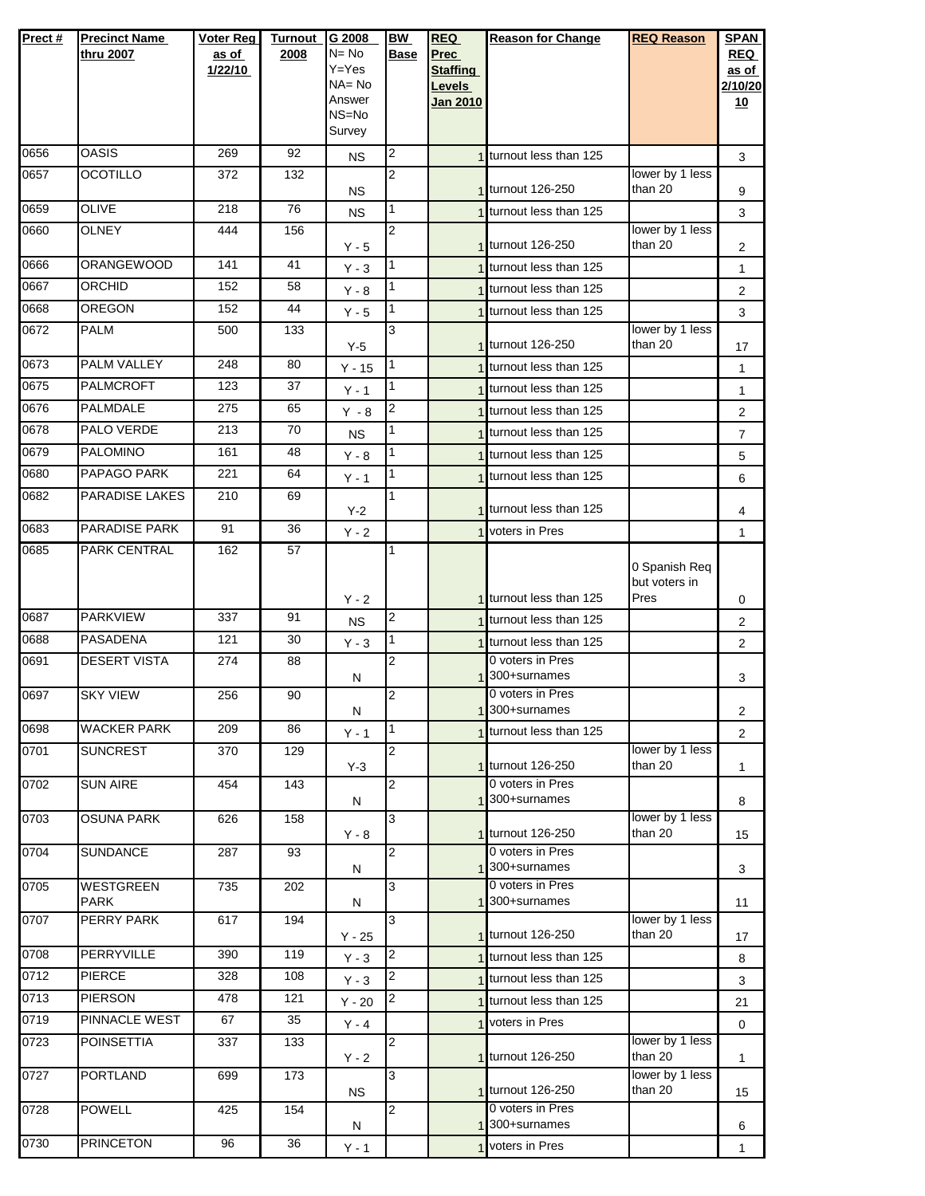| Prect # | Precinct Name thru 2007 | Voter Reg as of 1/22/10 | Turnout 2008 | G 2008 N= No Y=Yes NA= No Answer NS=No Survey | BW Base | REQ Prec Staffing Levels Jan 2010 | Reason for Change | REQ Reason | SPAN REQ as of 2/10/2010 |
|---|---|---|---|---|---|---|---|---|---|
| 0656 | OASIS | 269 | 92 | NS | 2 | 1 | turnout less than 125 | | 3 |
| 0657 | OCOTILLO | 372 | 132 | NS | 2 | 1 | turnout 126-250 | lower by 1 less than 20 | 9 |
| 0659 | OLIVE | 218 | 76 | NS | 1 | 1 | turnout less than 125 | | 3 |
| 0660 | OLNEY | 444 | 156 | Y - 5 | 2 | 1 | turnout 126-250 | lower by 1 less than 20 | 2 |
| 0666 | ORANGEWOOD | 141 | 41 | Y - 3 | 1 | 1 | turnout less than 125 | | 1 |
| 0667 | ORCHID | 152 | 58 | Y - 8 | 1 | 1 | turnout less than 125 | | 2 |
| 0668 | OREGON | 152 | 44 | Y - 5 | 1 | 1 | turnout less than 125 | | 3 |
| 0672 | PALM | 500 | 133 | Y-5 | 3 | 1 | turnout 126-250 | lower by 1 less than 20 | 17 |
| 0673 | PALM VALLEY | 248 | 80 | Y - 15 | 1 | 1 | turnout less than 125 | | 1 |
| 0675 | PALMCROFT | 123 | 37 | Y - 1 | 1 | 1 | turnout less than 125 | | 1 |
| 0676 | PALMDALE | 275 | 65 | Y - 8 | 2 | 1 | turnout less than 125 | | 2 |
| 0678 | PALO VERDE | 213 | 70 | NS | 1 | 1 | turnout less than 125 | | 7 |
| 0679 | PALOMINO | 161 | 48 | Y - 8 | 1 | 1 | turnout less than 125 | | 5 |
| 0680 | PAPAGO PARK | 221 | 64 | Y - 1 | 1 | 1 | turnout less than 125 | | 6 |
| 0682 | PARADISE LAKES | 210 | 69 | Y-2 | 1 | 1 | turnout less than 125 | | 4 |
| 0683 | PARADISE PARK | 91 | 36 | Y - 2 | | 1 | voters in Pres | | 1 |
| 0685 | PARK CENTRAL | 162 | 57 | Y - 2 | 1 | 1 | turnout less than 125 | 0 Spanish Req but voters in Pres | 0 |
| 0687 | PARKVIEW | 337 | 91 | NS | 2 | 1 | turnout less than 125 | | 2 |
| 0688 | PASADENA | 121 | 30 | Y - 3 | 1 | 1 | turnout less than 125 | | 2 |
| 0691 | DESERT VISTA | 274 | 88 | N | 2 | 1 | 0 voters in Pres 300+surnames | | 3 |
| 0697 | SKY VIEW | 256 | 90 | N | 2 | 1 | 0 voters in Pres 300+surnames | | 2 |
| 0698 | WACKER PARK | 209 | 86 | Y - 1 | 1 | 1 | turnout less than 125 | | 2 |
| 0701 | SUNCREST | 370 | 129 | Y-3 | 2 | 1 | turnout 126-250 | lower by 1 less than 20 | 1 |
| 0702 | SUN AIRE | 454 | 143 | N | 2 | 1 | 0 voters in Pres 300+surnames | | 8 |
| 0703 | OSUNA PARK | 626 | 158 | Y - 8 | 3 | 1 | turnout 126-250 | lower by 1 less than 20 | 15 |
| 0704 | SUNDANCE | 287 | 93 | N | 2 | 1 | 0 voters in Pres 300+surnames | | 3 |
| 0705 | WESTGREEN PARK | 735 | 202 | N | 3 | 1 | 0 voters in Pres 300+surnames | | 11 |
| 0707 | PERRY PARK | 617 | 194 | Y - 25 | 3 | 1 | turnout 126-250 | lower by 1 less than 20 | 17 |
| 0708 | PERRYVILLE | 390 | 119 | Y - 3 | 2 | 1 | turnout less than 125 | | 8 |
| 0712 | PIERCE | 328 | 108 | Y - 3 | 2 | 1 | turnout less than 125 | | 3 |
| 0713 | PIERSON | 478 | 121 | Y - 20 | 2 | 1 | turnout less than 125 | | 21 |
| 0719 | PINNACLE WEST | 67 | 35 | Y - 4 | | 1 | voters in Pres | | 0 |
| 0723 | POINSETTIA | 337 | 133 | Y - 2 | 2 | 1 | turnout 126-250 | lower by 1 less than 20 | 1 |
| 0727 | PORTLAND | 699 | 173 | NS | 3 | 1 | turnout 126-250 | lower by 1 less than 20 | 15 |
| 0728 | POWELL | 425 | 154 | N | 2 | 1 | 0 voters in Pres 300+surnames | | 6 |
| 0730 | PRINCETON | 96 | 36 | Y - 1 | | 1 | voters in Pres | | 1 |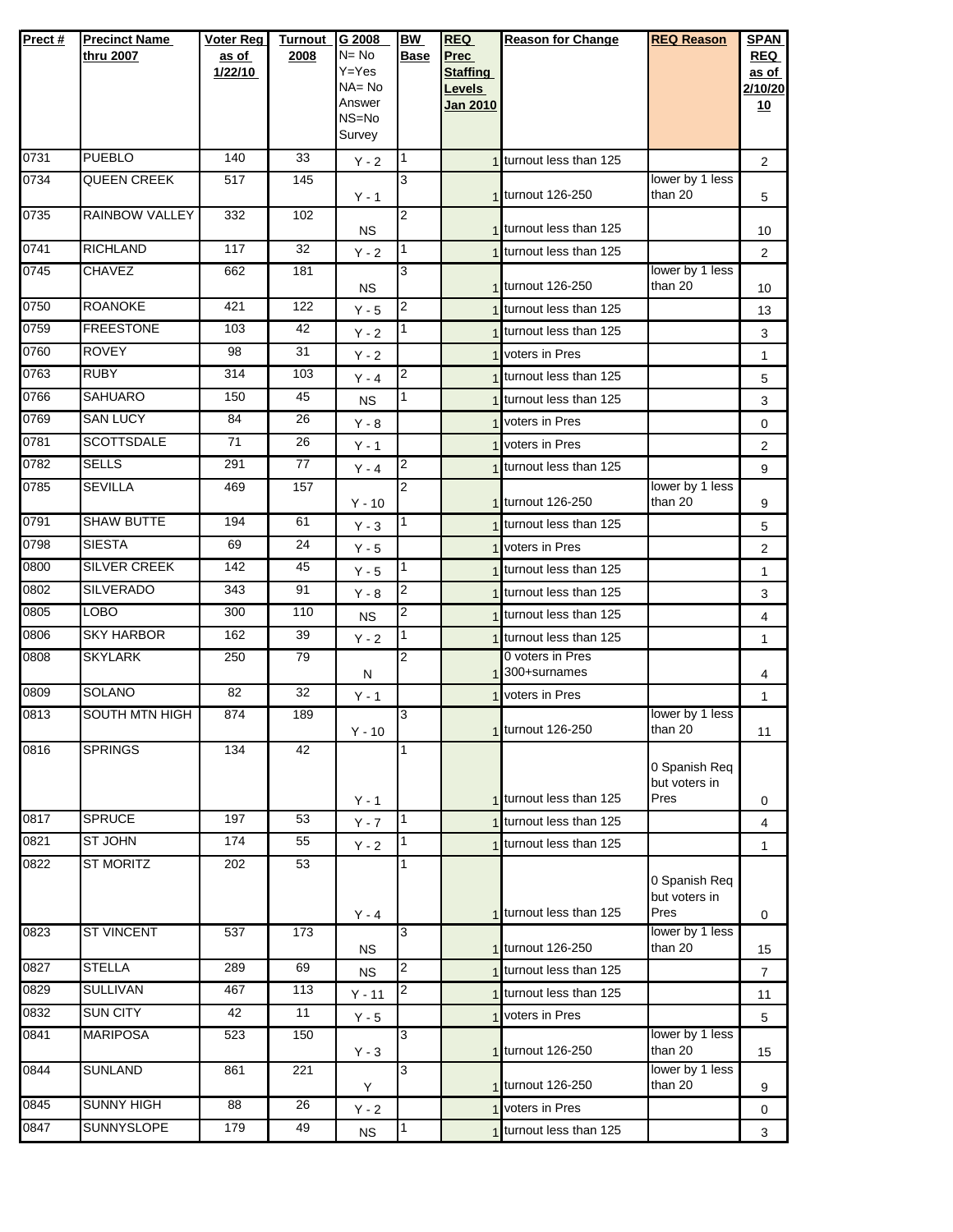| Prect # | Precinct Name thru 2007 | Voter Reg as of 1/22/10 | Turnout 2008 | G 2008 N= No Y=Yes NA= No Answer NS=No Survey | BW Base | REQ Prec Staffing Levels Jan 2010 | Reason for Change | REQ Reason | SPAN REQ as of 2/10/2010 |
|---|---|---|---|---|---|---|---|---|---|
| 0731 | PUEBLO | 140 | 33 | Y - 2 | 1 | 1 | turnout less than 125 | | 2 |
| 0734 | QUEEN CREEK | 517 | 145 | Y - 1 | 3 | 1 | turnout 126-250 | lower by 1 less than 20 | 5 |
| 0735 | RAINBOW VALLEY | 332 | 102 | NS | 2 | 1 | turnout less than 125 | | 10 |
| 0741 | RICHLAND | 117 | 32 | Y - 2 | 1 | 1 | turnout less than 125 | | 2 |
| 0745 | CHAVEZ | 662 | 181 | NS | 3 | 1 | turnout 126-250 | lower by 1 less than 20 | 10 |
| 0750 | ROANOKE | 421 | 122 | Y - 5 | 2 | 1 | turnout less than 125 | | 13 |
| 0759 | FREESTONE | 103 | 42 | Y - 2 | 1 | 1 | turnout less than 125 | | 3 |
| 0760 | ROVEY | 98 | 31 | Y - 2 | | 1 | voters in Pres | | 1 |
| 0763 | RUBY | 314 | 103 | Y - 4 | 2 | 1 | turnout less than 125 | | 5 |
| 0766 | SAHUARO | 150 | 45 | NS | 1 | 1 | turnout less than 125 | | 3 |
| 0769 | SAN LUCY | 84 | 26 | Y - 8 | | 1 | voters in Pres | | 0 |
| 0781 | SCOTTSDALE | 71 | 26 | Y - 1 | | 1 | voters in Pres | | 2 |
| 0782 | SELLS | 291 | 77 | Y - 4 | 2 | 1 | turnout less than 125 | | 9 |
| 0785 | SEVILLA | 469 | 157 | Y - 10 | 2 | 1 | turnout 126-250 | lower by 1 less than 20 | 9 |
| 0791 | SHAW BUTTE | 194 | 61 | Y - 3 | 1 | 1 | turnout less than 125 | | 5 |
| 0798 | SIESTA | 69 | 24 | Y - 5 | | 1 | voters in Pres | | 2 |
| 0800 | SILVER CREEK | 142 | 45 | Y - 5 | 1 | 1 | turnout less than 125 | | 1 |
| 0802 | SILVERADO | 343 | 91 | Y - 8 | 2 | 1 | turnout less than 125 | | 3 |
| 0805 | LOBO | 300 | 110 | NS | 2 | 1 | turnout less than 125 | | 4 |
| 0806 | SKY HARBOR | 162 | 39 | Y - 2 | 1 | 1 | turnout less than 125 | | 1 |
| 0808 | SKYLARK | 250 | 79 | N | 2 | 1 | 0 voters in Pres 300+surnames | | 4 |
| 0809 | SOLANO | 82 | 32 | Y - 1 | | 1 | voters in Pres | | 1 |
| 0813 | SOUTH MTN HIGH | 874 | 189 | Y - 10 | 3 | 1 | turnout 126-250 | lower by 1 less than 20 | 11 |
| 0816 | SPRINGS | 134 | 42 | Y - 1 | 1 | 1 | turnout less than 125 | 0 Spanish Req but voters in Pres | 0 |
| 0817 | SPRUCE | 197 | 53 | Y - 7 | 1 | 1 | turnout less than 125 | | 4 |
| 0821 | ST JOHN | 174 | 55 | Y - 2 | 1 | 1 | turnout less than 125 | | 1 |
| 0822 | ST MORITZ | 202 | 53 | Y - 4 | 1 | 1 | turnout less than 125 | 0 Spanish Req but voters in Pres | 0 |
| 0823 | ST VINCENT | 537 | 173 | NS | 3 | 1 | turnout 126-250 | lower by 1 less than 20 | 15 |
| 0827 | STELLA | 289 | 69 | NS | 2 | 1 | turnout less than 125 | | 7 |
| 0829 | SULLIVAN | 467 | 113 | Y - 11 | 2 | 1 | turnout less than 125 | | 11 |
| 0832 | SUN CITY | 42 | 11 | Y - 5 | | 1 | voters in Pres | | 5 |
| 0841 | MARIPOSA | 523 | 150 | Y - 3 | 3 | 1 | turnout 126-250 | lower by 1 less than 20 | 15 |
| 0844 | SUNLAND | 861 | 221 | Y | 3 | 1 | turnout 126-250 | lower by 1 less than 20 | 9 |
| 0845 | SUNNY HIGH | 88 | 26 | Y - 2 | | 1 | voters in Pres | | 0 |
| 0847 | SUNNYSLOPE | 179 | 49 | NS | 1 | 1 | turnout less than 125 | | 3 |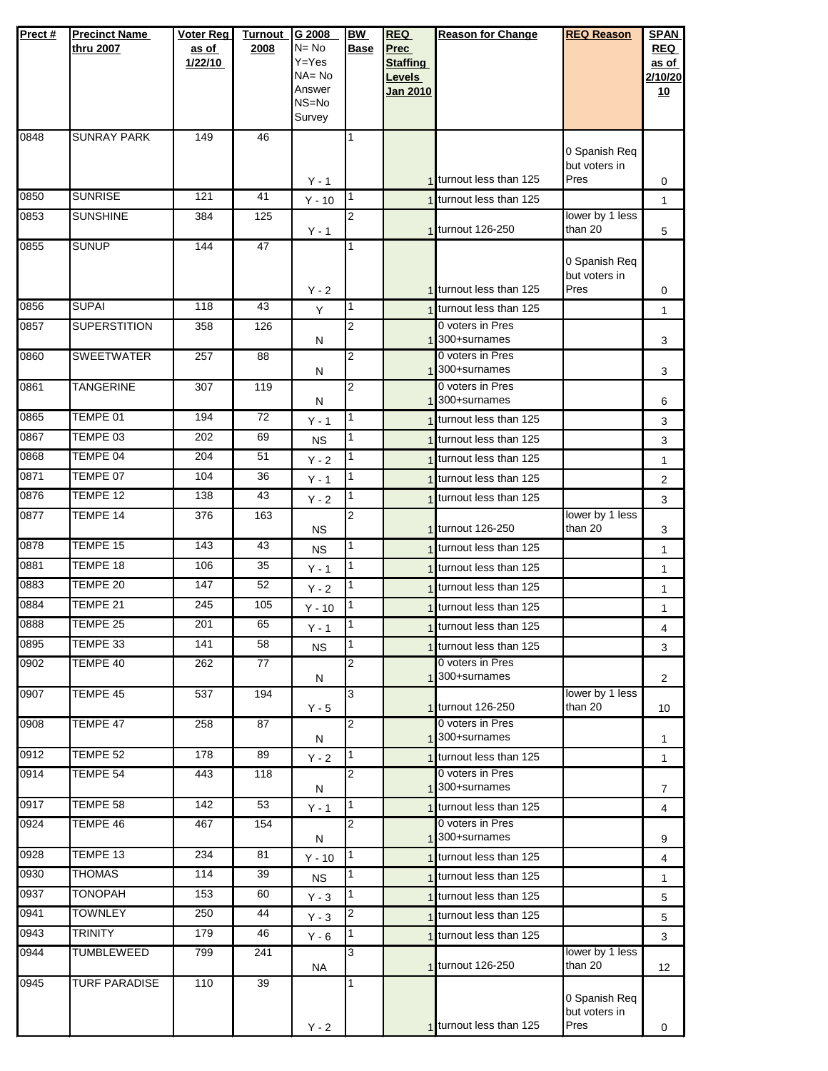| Prect # | Precinct Name thru 2007 | Voter Reg as of 1/22/10 | Turnout 2008 | G 2008 N= No Y=Yes NA= No Answer NS=No Survey | BW Base | REQ Prec Staffing Levels Jan 2010 | Reason for Change | REQ Reason | SPAN REQ as of 2/10/2010 |
|---|---|---|---|---|---|---|---|---|---|
| 0848 | SUNRAY PARK | 149 | 46 | Y - 1 | 1 | 1 | turnout less than 125 | 0 Spanish Req but voters in Pres | 0 |
| 0850 | SUNRISE | 121 | 41 | Y - 10 | 1 | 1 | turnout less than 125 | | 1 |
| 0853 | SUNSHINE | 384 | 125 | Y - 1 | 2 | 1 | turnout 126-250 | lower by 1 less than 20 | 5 |
| 0855 | SUNUP | 144 | 47 | Y - 2 | 1 | 1 | turnout less than 125 | 0 Spanish Req but voters in Pres | 0 |
| 0856 | SUPAI | 118 | 43 | Y | 1 | 1 | turnout less than 125 | | 1 |
| 0857 | SUPERSTITION | 358 | 126 | N | 2 | 1 | 0 voters in Pres 300+surnames | | 3 |
| 0860 | SWEETWATER | 257 | 88 | N | 2 | 1 | 0 voters in Pres 300+surnames | | 3 |
| 0861 | TANGERINE | 307 | 119 | N | 2 | 1 | 0 voters in Pres 300+surnames | | 6 |
| 0865 | TEMPE 01 | 194 | 72 | Y - 1 | 1 | 1 | turnout less than 125 | | 3 |
| 0867 | TEMPE 03 | 202 | 69 | NS | 1 | 1 | turnout less than 125 | | 3 |
| 0868 | TEMPE 04 | 204 | 51 | Y - 2 | 1 | 1 | turnout less than 125 | | 1 |
| 0871 | TEMPE 07 | 104 | 36 | Y - 1 | 1 | 1 | turnout less than 125 | | 2 |
| 0876 | TEMPE 12 | 138 | 43 | Y - 2 | 1 | 1 | turnout less than 125 | | 3 |
| 0877 | TEMPE 14 | 376 | 163 | NS | 2 | 1 | turnout 126-250 | lower by 1 less than 20 | 3 |
| 0878 | TEMPE 15 | 143 | 43 | NS | 1 | 1 | turnout less than 125 | | 1 |
| 0881 | TEMPE 18 | 106 | 35 | Y - 1 | 1 | 1 | turnout less than 125 | | 1 |
| 0883 | TEMPE 20 | 147 | 52 | Y - 2 | 1 | 1 | turnout less than 125 | | 1 |
| 0884 | TEMPE 21 | 245 | 105 | Y - 10 | 1 | 1 | turnout less than 125 | | 1 |
| 0888 | TEMPE 25 | 201 | 65 | Y - 1 | 1 | 1 | turnout less than 125 | | 4 |
| 0895 | TEMPE 33 | 141 | 58 | NS | 1 | 1 | turnout less than 125 | | 3 |
| 0902 | TEMPE 40 | 262 | 77 | N | 2 | 1 | 0 voters in Pres 300+surnames | | 2 |
| 0907 | TEMPE 45 | 537 | 194 | Y - 5 | 3 | 1 | turnout 126-250 | lower by 1 less than 20 | 10 |
| 0908 | TEMPE 47 | 258 | 87 | N | 2 | 1 | 0 voters in Pres 300+surnames | | 1 |
| 0912 | TEMPE 52 | 178 | 89 | Y - 2 | 1 | 1 | turnout less than 125 | | 1 |
| 0914 | TEMPE 54 | 443 | 118 | N | 2 | 1 | 0 voters in Pres 300+surnames | | 7 |
| 0917 | TEMPE 58 | 142 | 53 | Y - 1 | 1 | 1 | turnout less than 125 | | 4 |
| 0924 | TEMPE 46 | 467 | 154 | N | 2 | 1 | 0 voters in Pres 300+surnames | | 9 |
| 0928 | TEMPE 13 | 234 | 81 | Y - 10 | 1 | 1 | turnout less than 125 | | 4 |
| 0930 | THOMAS | 114 | 39 | NS | 1 | 1 | turnout less than 125 | | 1 |
| 0937 | TONOPAH | 153 | 60 | Y - 3 | 1 | 1 | turnout less than 125 | | 5 |
| 0941 | TOWNLEY | 250 | 44 | Y - 3 | 2 | 1 | turnout less than 125 | | 5 |
| 0943 | TRINITY | 179 | 46 | Y - 6 | 1 | 1 | turnout less than 125 | | 3 |
| 0944 | TUMBLEWEED | 799 | 241 | NA | 3 | 1 | turnout 126-250 | lower by 1 less than 20 | 12 |
| 0945 | TURF PARADISE | 110 | 39 | Y - 2 | 1 | 1 | turnout less than 125 | 0 Spanish Req but voters in Pres | 0 |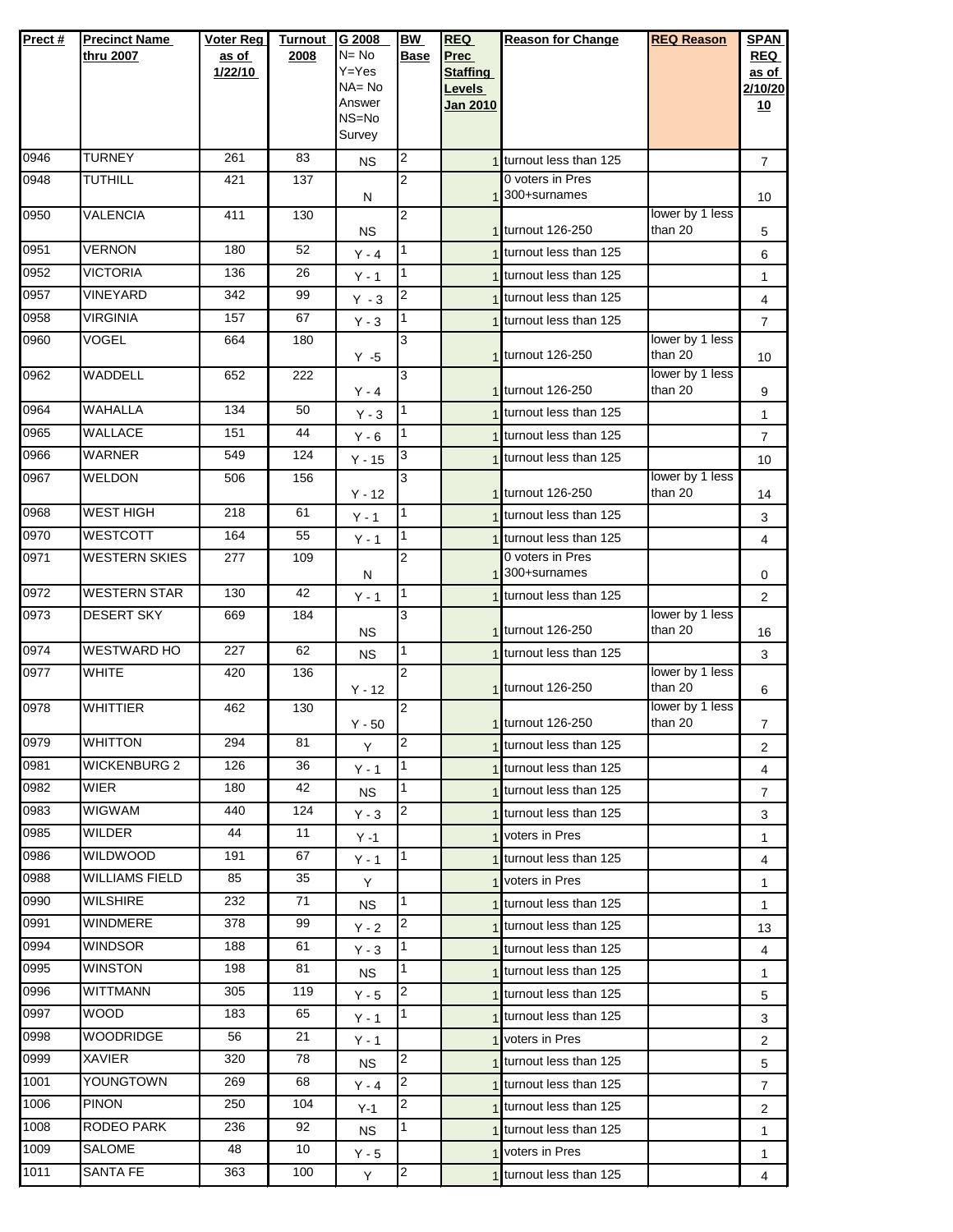| Prect # | Precinct Name thru 2007 | Voter Reg as of 1/22/10 | Turnout 2008 | G 2008 N= No Y=Yes NA= No Answer NS=No Survey | BW Base | REQ Prec Staffing Levels Jan 2010 | Reason for Change | REQ Reason | SPAN REQ as of 2/10/2010 |
|---|---|---|---|---|---|---|---|---|---|
| 0946 | TURNEY | 261 | 83 | NS | 2 | 1 | turnout less than 125 | | 7 |
| 0948 | TUTHILL | 421 | 137 | N | 2 | 1 | 0 voters in Pres 300+surnames | | 10 |
| 0950 | VALENCIA | 411 | 130 | NS | 2 | 1 | turnout 126-250 | lower by 1 less than 20 | 5 |
| 0951 | VERNON | 180 | 52 | Y - 4 | 1 | 1 | turnout less than 125 | | 6 |
| 0952 | VICTORIA | 136 | 26 | Y - 1 | 1 | 1 | turnout less than 125 | | 1 |
| 0957 | VINEYARD | 342 | 99 | Y - 3 | 2 | 1 | turnout less than 125 | | 4 |
| 0958 | VIRGINIA | 157 | 67 | Y - 3 | 1 | 1 | turnout less than 125 | | 7 |
| 0960 | VOGEL | 664 | 180 | Y -5 | 3 | 1 | turnout 126-250 | lower by 1 less than 20 | 10 |
| 0962 | WADDELL | 652 | 222 | Y - 4 | 3 | 1 | turnout 126-250 | lower by 1 less than 20 | 9 |
| 0964 | WAHALLA | 134 | 50 | Y - 3 | 1 | 1 | turnout less than 125 | | 1 |
| 0965 | WALLACE | 151 | 44 | Y - 6 | 1 | 1 | turnout less than 125 | | 7 |
| 0966 | WARNER | 549 | 124 | Y - 15 | 3 | 1 | turnout less than 125 | | 10 |
| 0967 | WELDON | 506 | 156 | Y - 12 | 3 | 1 | turnout 126-250 | lower by 1 less than 20 | 14 |
| 0968 | WEST HIGH | 218 | 61 | Y - 1 | 1 | 1 | turnout less than 125 | | 3 |
| 0970 | WESTCOTT | 164 | 55 | Y - 1 | 1 | 1 | turnout less than 125 | | 4 |
| 0971 | WESTERN SKIES | 277 | 109 | N | 2 | 1 | 0 voters in Pres 300+surnames | | 0 |
| 0972 | WESTERN STAR | 130 | 42 | Y - 1 | 1 | 1 | turnout less than 125 | | 2 |
| 0973 | DESERT SKY | 669 | 184 | NS | 3 | 1 | turnout 126-250 | lower by 1 less than 20 | 16 |
| 0974 | WESTWARD HO | 227 | 62 | NS | 1 | 1 | turnout less than 125 | | 3 |
| 0977 | WHITE | 420 | 136 | Y - 12 | 2 | 1 | turnout 126-250 | lower by 1 less than 20 | 6 |
| 0978 | WHITTIER | 462 | 130 | Y - 50 | 2 | 1 | turnout 126-250 | lower by 1 less than 20 | 7 |
| 0979 | WHITTON | 294 | 81 | Y | 2 | 1 | turnout less than 125 | | 2 |
| 0981 | WICKENBURG 2 | 126 | 36 | Y - 1 | 1 | 1 | turnout less than 125 | | 4 |
| 0982 | WIER | 180 | 42 | NS | 1 | 1 | turnout less than 125 | | 7 |
| 0983 | WIGWAM | 440 | 124 | Y - 3 | 2 | 1 | turnout less than 125 | | 3 |
| 0985 | WILDER | 44 | 11 | Y -1 | | 1 | voters in Pres | | 1 |
| 0986 | WILDWOOD | 191 | 67 | Y - 1 | 1 | 1 | turnout less than 125 | | 4 |
| 0988 | WILLIAMS FIELD | 85 | 35 | Y | | 1 | voters in Pres | | 1 |
| 0990 | WILSHIRE | 232 | 71 | NS | 1 | 1 | turnout less than 125 | | 1 |
| 0991 | WINDMERE | 378 | 99 | Y - 2 | 2 | 1 | turnout less than 125 | | 13 |
| 0994 | WINDSOR | 188 | 61 | Y - 3 | 1 | 1 | turnout less than 125 | | 4 |
| 0995 | WINSTON | 198 | 81 | NS | 1 | 1 | turnout less than 125 | | 1 |
| 0996 | WITTMANN | 305 | 119 | Y - 5 | 2 | 1 | turnout less than 125 | | 5 |
| 0997 | WOOD | 183 | 65 | Y - 1 | 1 | 1 | turnout less than 125 | | 3 |
| 0998 | WOODRIDGE | 56 | 21 | Y - 1 | | 1 | voters in Pres | | 2 |
| 0999 | XAVIER | 320 | 78 | NS | 2 | 1 | turnout less than 125 | | 5 |
| 1001 | YOUNGTOWN | 269 | 68 | Y - 4 | 2 | 1 | turnout less than 125 | | 7 |
| 1006 | PINON | 250 | 104 | Y-1 | 2 | 1 | turnout less than 125 | | 2 |
| 1008 | RODEO PARK | 236 | 92 | NS | 1 | 1 | turnout less than 125 | | 1 |
| 1009 | SALOME | 48 | 10 | Y - 5 | | 1 | voters in Pres | | 1 |
| 1011 | SANTA FE | 363 | 100 | Y | 2 | 1 | turnout less than 125 | | 4 |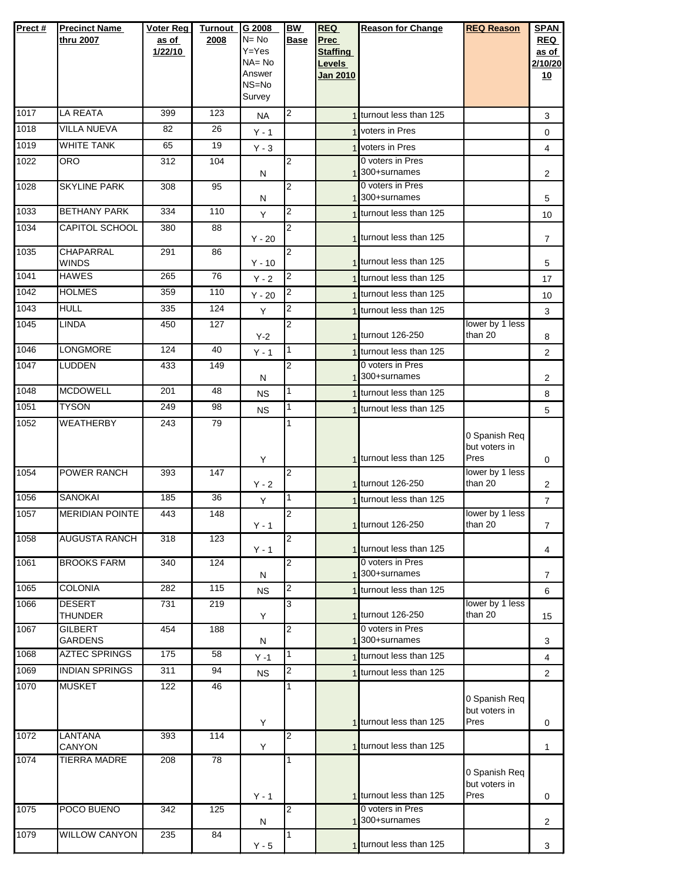| Prect # | Precinct Name thru 2007 | Voter Reg as of 1/22/10 | Turnout 2008 | G 2008 N= No Y=Yes NA= No Answer NS=No Survey | BW Base | REQ Prec Staffing Levels Jan 2010 | Reason for Change | REQ Reason | SPAN REQ as of 2/10/2010 |
|---|---|---|---|---|---|---|---|---|---|
| 1017 | LA REATA | 399 | 123 | NA | 2 | 1 | turnout less than 125 | | 3 |
| 1018 | VILLA NUEVA | 82 | 26 | Y - 1 | | 1 | voters in Pres | | 0 |
| 1019 | WHITE TANK | 65 | 19 | Y - 3 | | 1 | voters in Pres | | 4 |
| 1022 | ORO | 312 | 104 | N | 2 | 1 | 0 voters in Pres 300+surnames | | 2 |
| 1028 | SKYLINE PARK | 308 | 95 | N | 2 | 1 | 0 voters in Pres 300+surnames | | 5 |
| 1033 | BETHANY PARK | 334 | 110 | Y | 2 | 1 | turnout less than 125 | | 10 |
| 1034 | CAPITOL SCHOOL | 380 | 88 | Y - 20 | 2 | 1 | turnout less than 125 | | 7 |
| 1035 | CHAPARRAL WINDS | 291 | 86 | Y - 10 | 2 | 1 | turnout less than 125 | | 5 |
| 1041 | HAWES | 265 | 76 | Y - 2 | 2 | 1 | turnout less than 125 | | 17 |
| 1042 | HOLMES | 359 | 110 | Y - 20 | 2 | 1 | turnout less than 125 | | 10 |
| 1043 | HULL | 335 | 124 | Y | 2 | 1 | turnout less than 125 | | 3 |
| 1045 | LINDA | 450 | 127 | Y-2 | 2 | 1 | turnout 126-250 | lower by 1 less than 20 | 8 |
| 1046 | LONGMORE | 124 | 40 | Y - 1 | 1 | 1 | turnout less than 125 | | 2 |
| 1047 | LUDDEN | 433 | 149 | N | 2 | 1 | 0 voters in Pres 300+surnames | | 2 |
| 1048 | MCDOWELL | 201 | 48 | NS | 1 | 1 | turnout less than 125 | | 8 |
| 1051 | TYSON | 249 | 98 | NS | 1 | 1 | turnout less than 125 | | 5 |
| 1052 | WEATHERBY | 243 | 79 | Y | 1 | 1 | turnout less than 125 | 0 Spanish Req but voters in Pres | 0 |
| 1054 | POWER RANCH | 393 | 147 | Y - 2 | 2 | 1 | turnout 126-250 | lower by 1 less than 20 | 2 |
| 1056 | SANOKAI | 185 | 36 | Y | 1 | 1 | turnout less than 125 | | 7 |
| 1057 | MERIDIAN POINTE | 443 | 148 | Y - 1 | 2 | 1 | turnout 126-250 | lower by 1 less than 20 | 7 |
| 1058 | AUGUSTA RANCH | 318 | 123 | Y - 1 | 2 | 1 | turnout less than 125 | | 4 |
| 1061 | BROOKS FARM | 340 | 124 | N | 2 | 1 | 0 voters in Pres 300+surnames | | 7 |
| 1065 | COLONIA | 282 | 115 | NS | 2 | 1 | turnout less than 125 | | 6 |
| 1066 | DESERT THUNDER | 731 | 219 | Y | 3 | 1 | turnout 126-250 | lower by 1 less than 20 | 15 |
| 1067 | GILBERT GARDENS | 454 | 188 | N | 2 | 1 | 0 voters in Pres 300+surnames | | 3 |
| 1068 | AZTEC SPRINGS | 175 | 58 | Y -1 | 1 | 1 | turnout less than 125 | | 4 |
| 1069 | INDIAN SPRINGS | 311 | 94 | NS | 2 | 1 | turnout less than 125 | | 2 |
| 1070 | MUSKET | 122 | 46 | Y | 1 | 1 | turnout less than 125 | 0 Spanish Req but voters in Pres | 0 |
| 1072 | LANTANA CANYON | 393 | 114 | Y | 2 | 1 | turnout less than 125 | | 1 |
| 1074 | TIERRA MADRE | 208 | 78 | Y - 1 | 1 | 1 | turnout less than 125 | 0 Spanish Req but voters in Pres | 0 |
| 1075 | POCO BUENO | 342 | 125 | N | 2 | 1 | 0 voters in Pres 300+surnames | | 2 |
| 1079 | WILLOW CANYON | 235 | 84 | Y - 5 | 1 | 1 | turnout less than 125 | | 3 |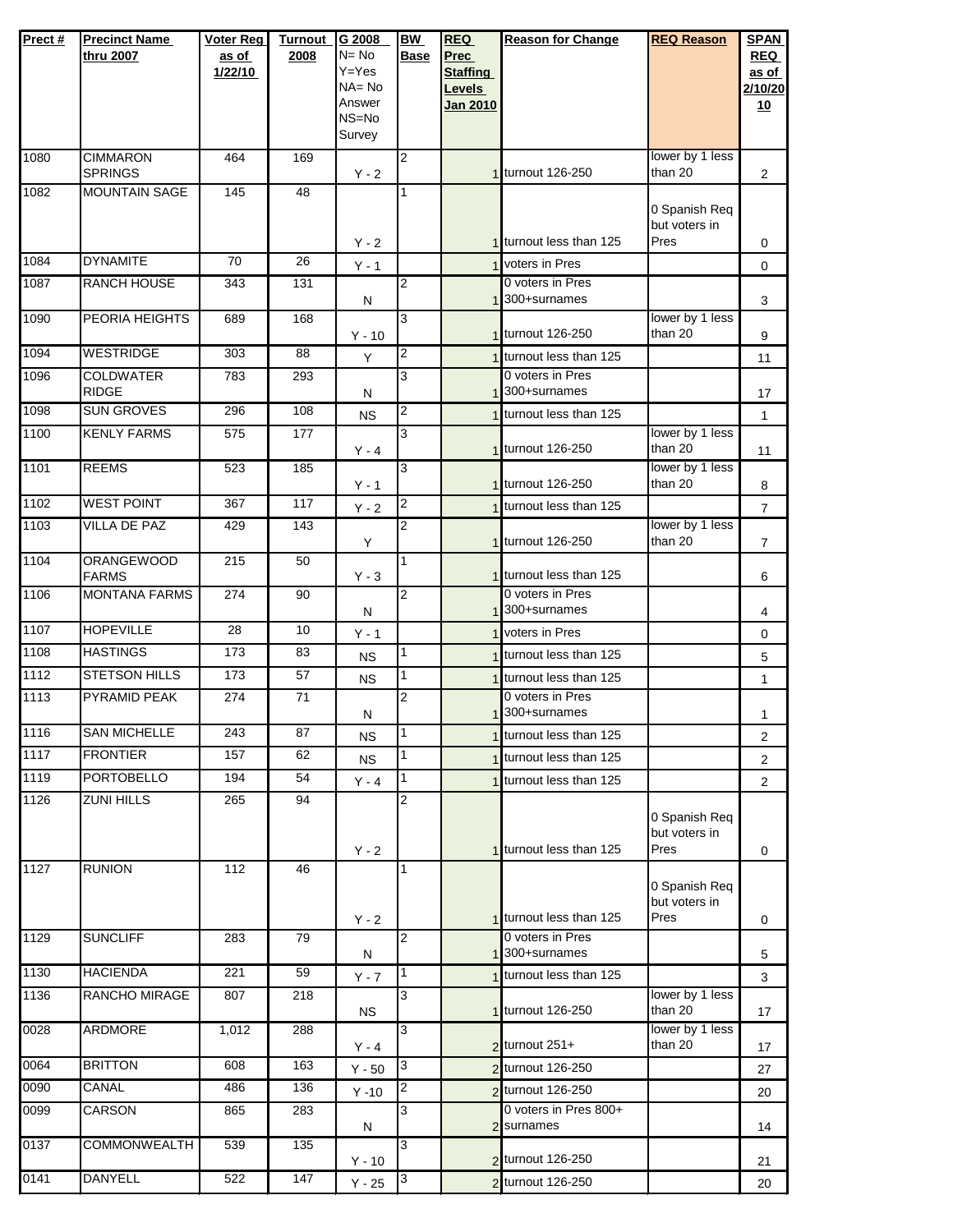| Prect # | Precinct Name thru 2007 | Voter Reg as of 1/22/10 | Turnout 2008 | G 2008 N= No Y=Yes NA= No Answer NS=No Survey | BW Base | REQ Prec Staffing Levels Jan 2010 | Reason for Change | REQ Reason | SPAN REQ as of 2/10/2010 |
|---|---|---|---|---|---|---|---|---|---|
| 1080 | CIMMARON SPRINGS | 464 | 169 | Y - 2 | 2 | 1 | turnout 126-250 | lower by 1 less than 20 | 2 |
| 1082 | MOUNTAIN SAGE | 145 | 48 | Y - 2 | 1 | 1 | turnout less than 125 | 0 Spanish Req but voters in Pres | 0 |
| 1084 | DYNAMITE | 70 | 26 | Y - 1 | | 1 | voters in Pres | | 0 |
| 1087 | RANCH HOUSE | 343 | 131 | N | 2 | 1 | 0 voters in Pres 300+surnames | | 3 |
| 1090 | PEORIA HEIGHTS | 689 | 168 | Y - 10 | 3 | 1 | turnout 126-250 | lower by 1 less than 20 | 9 |
| 1094 | WESTRIDGE | 303 | 88 | Y | 2 | 1 | turnout less than 125 | | 11 |
| 1096 | COLDWATER RIDGE | 783 | 293 | N | 3 | 1 | 0 voters in Pres 300+surnames | | 17 |
| 1098 | SUN GROVES | 296 | 108 | NS | 2 | 1 | turnout less than 125 | | 1 |
| 1100 | KENLY FARMS | 575 | 177 | Y - 4 | 3 | 1 | turnout 126-250 | lower by 1 less than 20 | 11 |
| 1101 | REEMS | 523 | 185 | Y - 1 | 3 | 1 | turnout 126-250 | lower by 1 less than 20 | 8 |
| 1102 | WEST POINT | 367 | 117 | Y - 2 | 2 | 1 | turnout less than 125 | | 7 |
| 1103 | VILLA DE PAZ | 429 | 143 | Y | 2 | 1 | turnout 126-250 | lower by 1 less than 20 | 7 |
| 1104 | ORANGEWOOD FARMS | 215 | 50 | Y - 3 | 1 | 1 | turnout less than 125 | | 6 |
| 1106 | MONTANA FARMS | 274 | 90 | N | 2 | 1 | 0 voters in Pres 300+surnames | | 4 |
| 1107 | HOPEVILLE | 28 | 10 | Y - 1 | | 1 | voters in Pres | | 0 |
| 1108 | HASTINGS | 173 | 83 | NS | 1 | 1 | turnout less than 125 | | 5 |
| 1112 | STETSON HILLS | 173 | 57 | NS | 1 | 1 | turnout less than 125 | | 1 |
| 1113 | PYRAMID PEAK | 274 | 71 | N | 2 | 1 | 0 voters in Pres 300+surnames | | 1 |
| 1116 | SAN MICHELLE | 243 | 87 | NS | 1 | 1 | turnout less than 125 | | 2 |
| 1117 | FRONTIER | 157 | 62 | NS | 1 | 1 | turnout less than 125 | | 2 |
| 1119 | PORTOBELLO | 194 | 54 | Y - 4 | 1 | 1 | turnout less than 125 | | 2 |
| 1126 | ZUNI HILLS | 265 | 94 | Y - 2 | 2 | 1 | turnout less than 125 | 0 Spanish Req but voters in Pres | 0 |
| 1127 | RUNION | 112 | 46 | Y - 2 | 1 | 1 | turnout less than 125 | 0 Spanish Req but voters in Pres | 0 |
| 1129 | SUNCLIFF | 283 | 79 | N | 2 | 1 | 0 voters in Pres 300+surnames | | 5 |
| 1130 | HACIENDA | 221 | 59 | Y - 7 | 1 | 1 | turnout less than 125 | | 3 |
| 1136 | RANCHO MIRAGE | 807 | 218 | NS | 3 | 1 | turnout 126-250 | lower by 1 less than 20 | 17 |
| 0028 | ARDMORE | 1,012 | 288 | Y - 4 | 3 | 2 | turnout 251+ | lower by 1 less than 20 | 17 |
| 0064 | BRITTON | 608 | 163 | Y - 50 | 3 | 2 | turnout 126-250 | | 27 |
| 0090 | CANAL | 486 | 136 | Y -10 | 2 | 2 | turnout 126-250 | | 20 |
| 0099 | CARSON | 865 | 283 | N | 3 | 2 | 0 voters in Pres 800+ surnames | | 14 |
| 0137 | COMMONWEALTH | 539 | 135 | Y - 10 | 3 | 2 | turnout 126-250 | | 21 |
| 0141 | DANYELL | 522 | 147 | Y - 25 | 3 | 2 | turnout 126-250 | | 20 |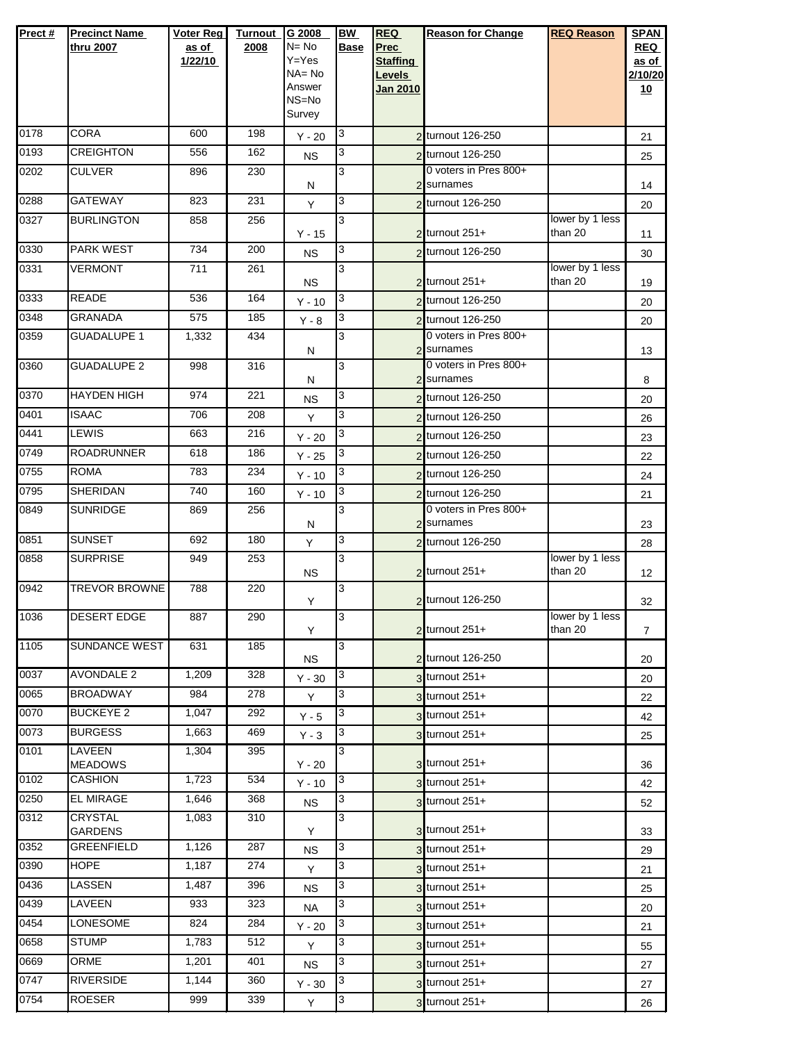| Prect # | Precinct Name thru 2007 | Voter Reg as of 1/22/10 | Turnout 2008 | G 2008 N= No Y=Yes NA= No Answer NS=No Survey | BW Base | REQ Prec Staffing Levels Jan 2010 | Reason for Change | REQ Reason | SPAN REQ as of 2/10/2010 |
|---|---|---|---|---|---|---|---|---|---|
| 0178 | CORA | 600 | 198 | Y - 20 | 3 | 2 | turnout 126-250 | | 21 |
| 0193 | CREIGHTON | 556 | 162 | NS | 3 | 2 | turnout 126-250 | | 25 |
| 0202 | CULVER | 896 | 230 | N | 3 | 2 | 0 voters in Pres 800+ surnames | | 14 |
| 0288 | GATEWAY | 823 | 231 | Y | 3 | 2 | turnout 126-250 | | 20 |
| 0327 | BURLINGTON | 858 | 256 | Y - 15 | 3 | 2 | turnout 251+ | lower by 1 less than 20 | 11 |
| 0330 | PARK WEST | 734 | 200 | NS | 3 | 2 | turnout 126-250 | | 30 |
| 0331 | VERMONT | 711 | 261 | NS | 3 | 2 | turnout 251+ | lower by 1 less than 20 | 19 |
| 0333 | READE | 536 | 164 | Y - 10 | 3 | 2 | turnout 126-250 | | 20 |
| 0348 | GRANADA | 575 | 185 | Y - 8 | 3 | 2 | turnout 126-250 | | 20 |
| 0359 | GUADALUPE 1 | 1,332 | 434 | N | 3 | 2 | 0 voters in Pres 800+ surnames | | 13 |
| 0360 | GUADALUPE 2 | 998 | 316 | N | 3 | 2 | 0 voters in Pres 800+ surnames | | 8 |
| 0370 | HAYDEN HIGH | 974 | 221 | NS | 3 | 2 | turnout 126-250 | | 20 |
| 0401 | ISAAC | 706 | 208 | Y | 3 | 2 | turnout 126-250 | | 26 |
| 0441 | LEWIS | 663 | 216 | Y - 20 | 3 | 2 | turnout 126-250 | | 23 |
| 0749 | ROADRUNNER | 618 | 186 | Y - 25 | 3 | 2 | turnout 126-250 | | 22 |
| 0755 | ROMA | 783 | 234 | Y - 10 | 3 | 2 | turnout 126-250 | | 24 |
| 0795 | SHERIDAN | 740 | 160 | Y - 10 | 3 | 2 | turnout 126-250 | | 21 |
| 0849 | SUNRIDGE | 869 | 256 | N | 3 | 2 | 0 voters in Pres 800+ surnames | | 23 |
| 0851 | SUNSET | 692 | 180 | Y | 3 | 2 | turnout 126-250 | | 28 |
| 0858 | SURPRISE | 949 | 253 | NS | 3 | 2 | turnout 251+ | lower by 1 less than 20 | 12 |
| 0942 | TREVOR BROWNE | 788 | 220 | Y | 3 | 2 | turnout 126-250 | | 32 |
| 1036 | DESERT EDGE | 887 | 290 | Y | 3 | 2 | turnout 251+ | lower by 1 less than 20 | 7 |
| 1105 | SUNDANCE WEST | 631 | 185 | NS | 3 | 2 | turnout 126-250 | | 20 |
| 0037 | AVONDALE 2 | 1,209 | 328 | Y - 30 | 3 | 3 | turnout 251+ | | 20 |
| 0065 | BROADWAY | 984 | 278 | Y | 3 | 3 | turnout 251+ | | 22 |
| 0070 | BUCKEYE 2 | 1,047 | 292 | Y - 5 | 3 | 3 | turnout 251+ | | 42 |
| 0073 | BURGESS | 1,663 | 469 | Y - 3 | 3 | 3 | turnout 251+ | | 25 |
| 0101 | LAVEEN MEADOWS | 1,304 | 395 | Y - 20 | 3 | 3 | turnout 251+ | | 36 |
| 0102 | CASHION | 1,723 | 534 | Y - 10 | 3 | 3 | turnout 251+ | | 42 |
| 0250 | EL MIRAGE | 1,646 | 368 | NS | 3 | 3 | turnout 251+ | | 52 |
| 0312 | CRYSTAL GARDENS | 1,083 | 310 | Y | 3 | 3 | turnout 251+ | | 33 |
| 0352 | GREENFIELD | 1,126 | 287 | NS | 3 | 3 | turnout 251+ | | 29 |
| 0390 | HOPE | 1,187 | 274 | Y | 3 | 3 | turnout 251+ | | 21 |
| 0436 | LASSEN | 1,487 | 396 | NS | 3 | 3 | turnout 251+ | | 25 |
| 0439 | LAVEEN | 933 | 323 | NA | 3 | 3 | turnout 251+ | | 20 |
| 0454 | LONESOME | 824 | 284 | Y - 20 | 3 | 3 | turnout 251+ | | 21 |
| 0658 | STUMP | 1,783 | 512 | Y | 3 | 3 | turnout 251+ | | 55 |
| 0669 | ORME | 1,201 | 401 | NS | 3 | 3 | turnout 251+ | | 27 |
| 0747 | RIVERSIDE | 1,144 | 360 | Y - 30 | 3 | 3 | turnout 251+ | | 27 |
| 0754 | ROESER | 999 | 339 | Y | 3 | 3 | turnout 251+ | | 26 |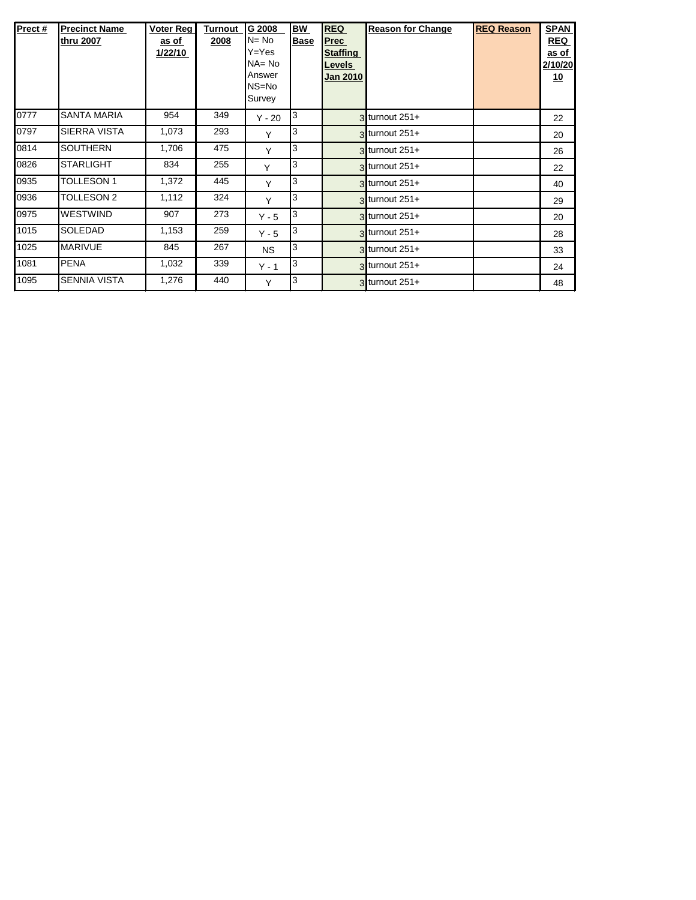| Prect # | Precinct Name thru 2007 | Voter Reg as of 1/22/10 | Turnout 2008 | G 2008 N= No Y=Yes NA= No Answer NS=No Survey | BW Base | REQ Prec Staffing Levels Jan 2010 | Reason for Change | REQ Reason | SPAN REQ as of 2/10/2010 |
|---|---|---|---|---|---|---|---|---|---|
| 0777 | SANTA MARIA | 954 | 349 | Y - 20 | 3 | 3 | turnout 251+ | | 22 |
| 0797 | SIERRA VISTA | 1,073 | 293 | Y | 3 | 3 | turnout 251+ | | 20 |
| 0814 | SOUTHERN | 1,706 | 475 | Y | 3 | 3 | turnout 251+ | | 26 |
| 0826 | STARLIGHT | 834 | 255 | Y | 3 | 3 | turnout 251+ | | 22 |
| 0935 | TOLLESON 1 | 1,372 | 445 | Y | 3 | 3 | turnout 251+ | | 40 |
| 0936 | TOLLESON 2 | 1,112 | 324 | Y | 3 | 3 | turnout 251+ | | 29 |
| 0975 | WESTWIND | 907 | 273 | Y - 5 | 3 | 3 | turnout 251+ | | 20 |
| 1015 | SOLEDAD | 1,153 | 259 | Y - 5 | 3 | 3 | turnout 251+ | | 28 |
| 1025 | MARIVUE | 845 | 267 | NS | 3 | 3 | turnout 251+ | | 33 |
| 1081 | PENA | 1,032 | 339 | Y - 1 | 3 | 3 | turnout 251+ | | 24 |
| 1095 | SENNIA VISTA | 1,276 | 440 | Y | 3 | 3 | turnout 251+ | | 48 |